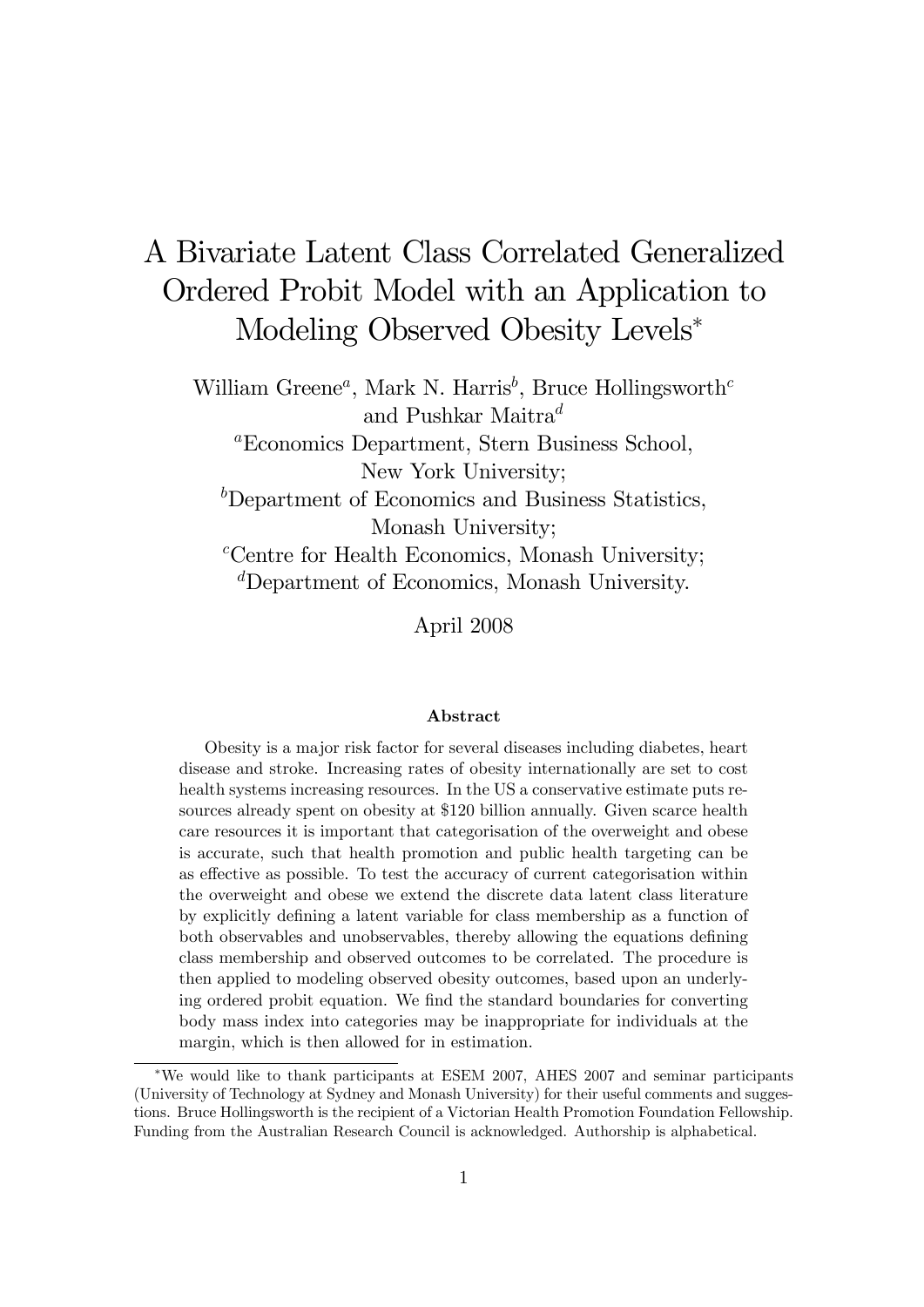# A Bivariate Latent Class Correlated Generalized Ordered Probit Model with an Application to Modeling Observed Obesity Levels*

William Greene[a], Mark N. Harris[b], Bruce Hollingsworth[c] and Pushkar Maitra[d]

[a]Economics Department, Stern Business School, New York University;

[b]Department of Economics and Business Statistics, Monash University;

[c]Centre for Health Economics, Monash University;

[d]Department of Economics, Monash University.

April 2008

## Abstract

Obesity is a major risk factor for several diseases including diabetes, heart disease and stroke. Increasing rates of obesity internationally are set to cost health systems increasing resources. In the US a conservative estimate puts resources already spent on obesity at $120 billion annually. Given scarce health care resources it is important that categorisation of the overweight and obese is accurate, such that health promotion and public health targeting can be as effective as possible. To test the accuracy of current categorisation within the overweight and obese we extend the discrete data latent class literature by explicitly defining a latent variable for class membership as a function of both observables and unobservables, thereby allowing the equations defining class membership and observed outcomes to be correlated. The procedure is then applied to modeling observed obesity outcomes, based upon an underlying ordered probit equation. We find the standard boundaries for converting body mass index into categories may be inappropriate for individuals at the margin, which is then allowed for in estimation.

*We would like to thank participants at ESEM 2007, AHES 2007 and seminar participants (University of Technology at Sydney and Monash University) for their useful comments and suggestions. Bruce Hollingsworth is the recipient of a Victorian Health Promotion Foundation Fellowship. Funding from the Australian Research Council is acknowledged. Authorship is alphabetical.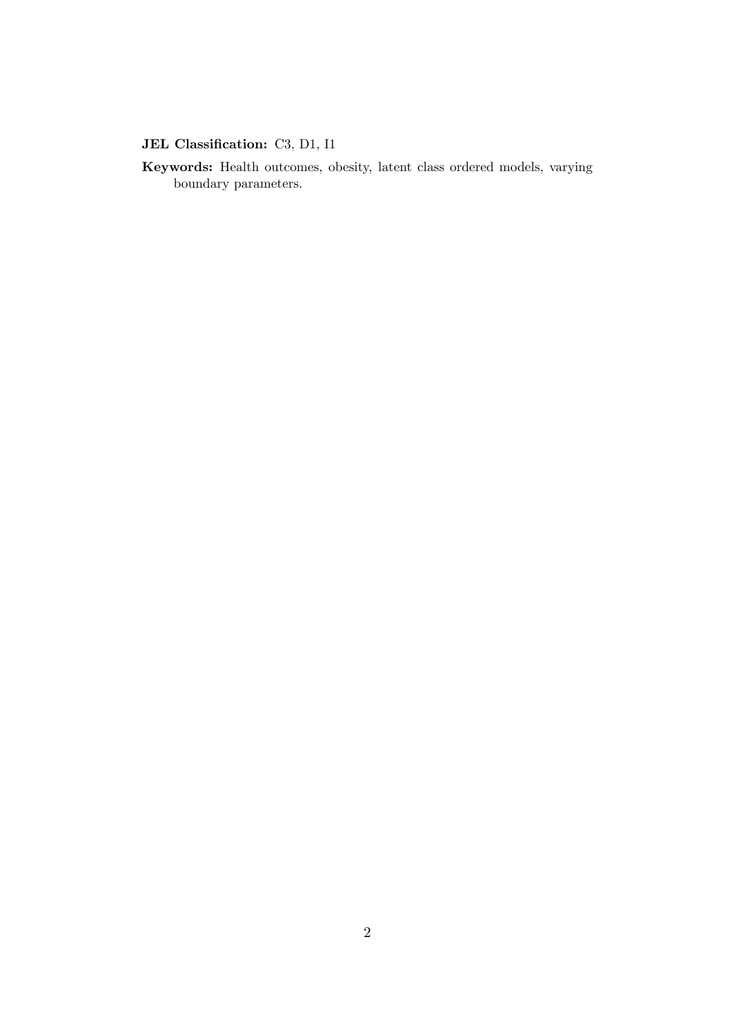**JEL Classification:** C3, D1, I1

**Keywords:** Health outcomes, obesity, latent class ordered models, varying boundary parameters.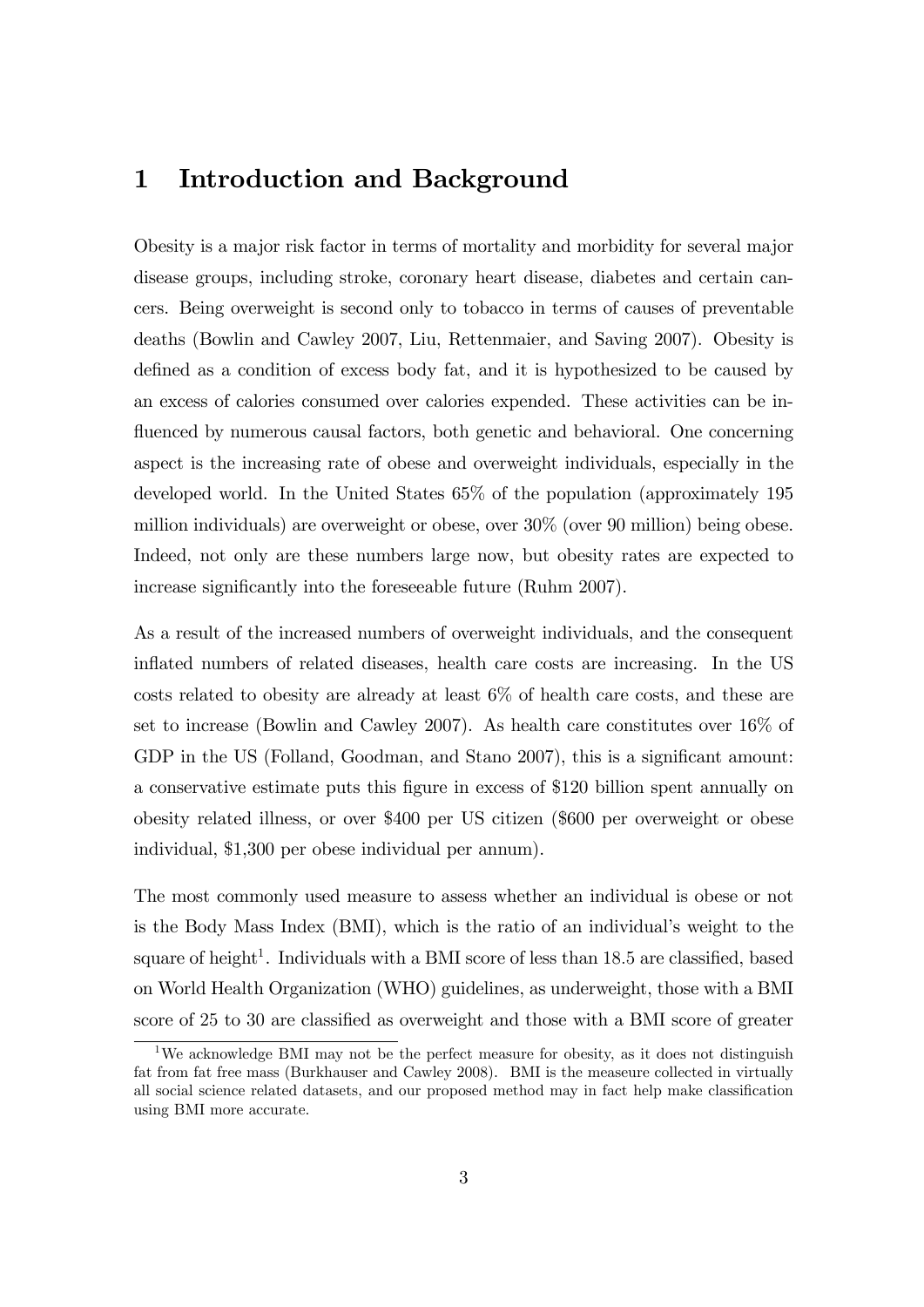# 1 Introduction and Background

Obesity is a major risk factor in terms of mortality and morbidity for several major disease groups, including stroke, coronary heart disease, diabetes and certain cancers. Being overweight is second only to tobacco in terms of causes of preventable deaths (Bowlin and Cawley 2007, Liu, Rettenmaier, and Saving 2007). Obesity is defined as a condition of excess body fat, and it is hypothesized to be caused by an excess of calories consumed over calories expended. These activities can be influenced by numerous causal factors, both genetic and behavioral. One concerning aspect is the increasing rate of obese and overweight individuals, especially in the developed world. In the United States 65% of the population (approximately 195 million individuals) are overweight or obese, over 30% (over 90 million) being obese. Indeed, not only are these numbers large now, but obesity rates are expected to increase significantly into the foreseeable future (Ruhm 2007).

As a result of the increased numbers of overweight individuals, and the consequent inflated numbers of related diseases, health care costs are increasing. In the US costs related to obesity are already at least 6% of health care costs, and these are set to increase (Bowlin and Cawley 2007). As health care constitutes over 16% of GDP in the US (Folland, Goodman, and Stano 2007), this is a significant amount: a conservative estimate puts this figure in excess of $120 billion spent annually on obesity related illness, or over $400 per US citizen ($600 per overweight or obese individual, $1,300 per obese individual per annum).

The most commonly used measure to assess whether an individual is obese or not is the Body Mass Index (BMI), which is the ratio of an individual's weight to the square of height[1]. Individuals with a BMI score of less than 18.5 are classified, based on World Health Organization (WHO) guidelines, as underweight, those with a BMI score of 25 to 30 are classified as overweight and those with a BMI score of greater

[1] We acknowledge BMI may not be the perfect measure for obesity, as it does not distinguish fat from fat free mass (Burkhauser and Cawley 2008). BMI is the measeure collected in virtually all social science related datasets, and our proposed method may in fact help make classification using BMI more accurate.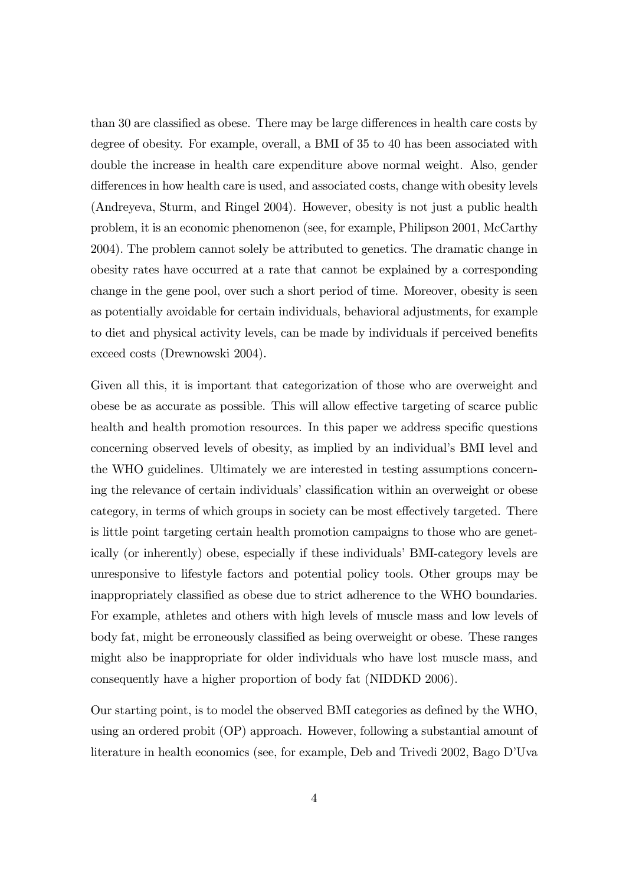than 30 are classified as obese. There may be large differences in health care costs by degree of obesity. For example, overall, a BMI of 35 to 40 has been associated with double the increase in health care expenditure above normal weight. Also, gender differences in how health care is used, and associated costs, change with obesity levels (Andreyeva, Sturm, and Ringel 2004). However, obesity is not just a public health problem, it is an economic phenomenon (see, for example, Philipson 2001, McCarthy 2004). The problem cannot solely be attributed to genetics. The dramatic change in obesity rates have occurred at a rate that cannot be explained by a corresponding change in the gene pool, over such a short period of time. Moreover, obesity is seen as potentially avoidable for certain individuals, behavioral adjustments, for example to diet and physical activity levels, can be made by individuals if perceived benefits exceed costs (Drewnowski 2004).

Given all this, it is important that categorization of those who are overweight and obese be as accurate as possible. This will allow effective targeting of scarce public health and health promotion resources. In this paper we address specific questions concerning observed levels of obesity, as implied by an individual's BMI level and the WHO guidelines. Ultimately we are interested in testing assumptions concerning the relevance of certain individuals' classification within an overweight or obese category, in terms of which groups in society can be most effectively targeted. There is little point targeting certain health promotion campaigns to those who are genetically (or inherently) obese, especially if these individuals' BMI-category levels are unresponsive to lifestyle factors and potential policy tools. Other groups may be inappropriately classified as obese due to strict adherence to the WHO boundaries. For example, athletes and others with high levels of muscle mass and low levels of body fat, might be erroneously classified as being overweight or obese. These ranges might also be inappropriate for older individuals who have lost muscle mass, and consequently have a higher proportion of body fat (NIDDKD 2006).

Our starting point, is to model the observed BMI categories as defined by the WHO, using an ordered probit (OP) approach. However, following a substantial amount of literature in health economics (see, for example, Deb and Trivedi 2002, Bago D'Uva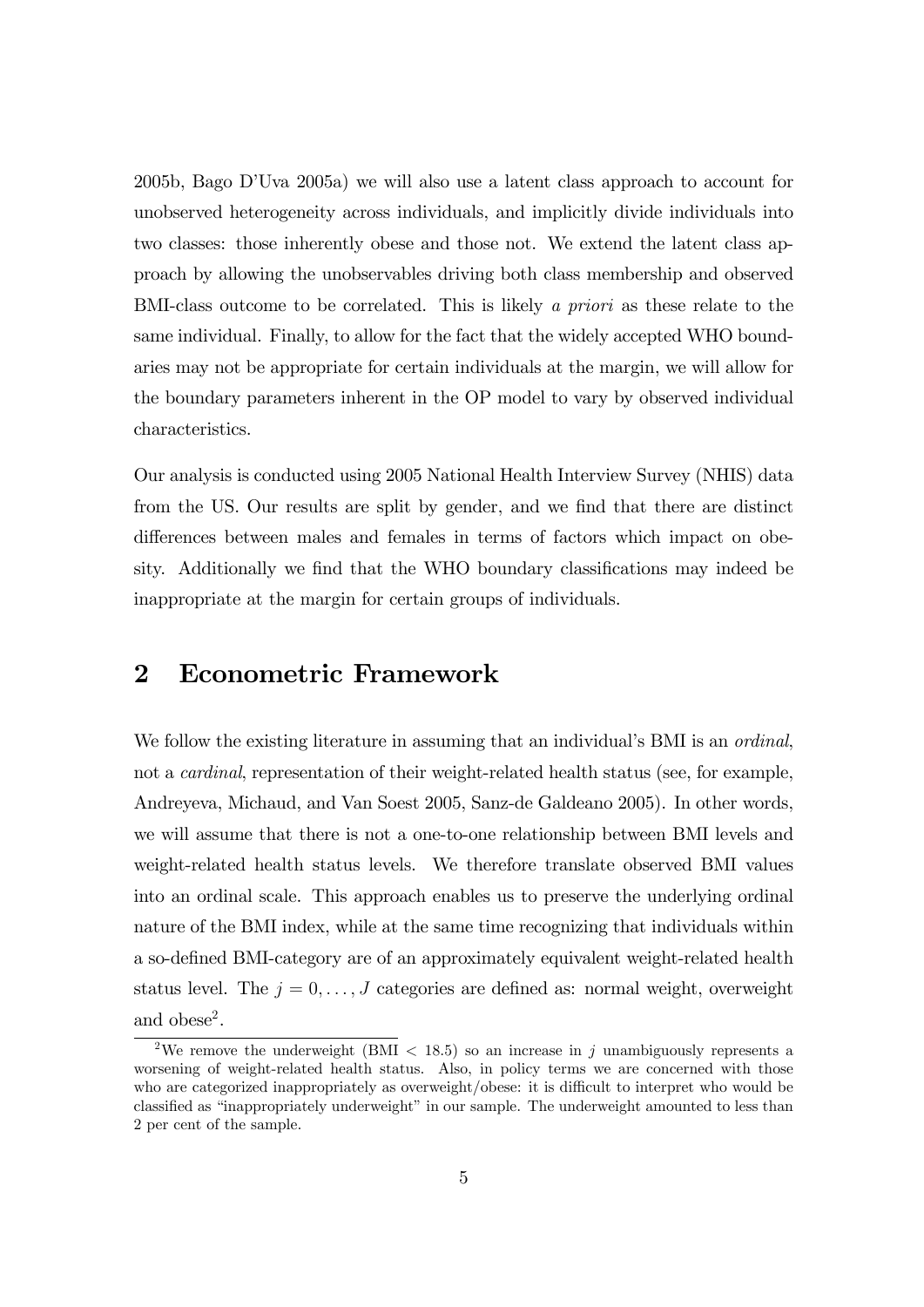2005b, Bago D'Uva 2005a) we will also use a latent class approach to account for unobserved heterogeneity across individuals, and implicitly divide individuals into two classes: those inherently obese and those not. We extend the latent class approach by allowing the unobservables driving both class membership and observed BMI-class outcome to be correlated. This is likely *a priori* as these relate to the same individual. Finally, to allow for the fact that the widely accepted WHO boundaries may not be appropriate for certain individuals at the margin, we will allow for the boundary parameters inherent in the OP model to vary by observed individual characteristics.

Our analysis is conducted using 2005 National Health Interview Survey (NHIS) data from the US. Our results are split by gender, and we find that there are distinct differences between males and females in terms of factors which impact on obesity. Additionally we find that the WHO boundary classifications may indeed be inappropriate at the margin for certain groups of individuals.

## 2 Econometric Framework

We follow the existing literature in assuming that an individual's BMI is an *ordinal*, not a *cardinal*, representation of their weight-related health status (see, for example, Andreyeva, Michaud, and Van Soest 2005, Sanz-de Galdeano 2005). In other words, we will assume that there is not a one-to-one relationship between BMI levels and weight-related health status levels. We therefore translate observed BMI values into an ordinal scale. This approach enables us to preserve the underlying ordinal nature of the BMI index, while at the same time recognizing that individuals within a so-defined BMI-category are of an approximately equivalent weight-related health status level. The $j = 0, \ldots, J$ categories are defined as: normal weight, overweight and obese[2].

[2] We remove the underweight (BMI $< 18.5$) so an increase in $j$ unambiguously represents a worsening of weight-related health status. Also, in policy terms we are concerned with those who are categorized inappropriately as overweight/obese: it is difficult to interpret who would be classified as "inappropriately underweight" in our sample. The underweight amounted to less than 2 per cent of the sample.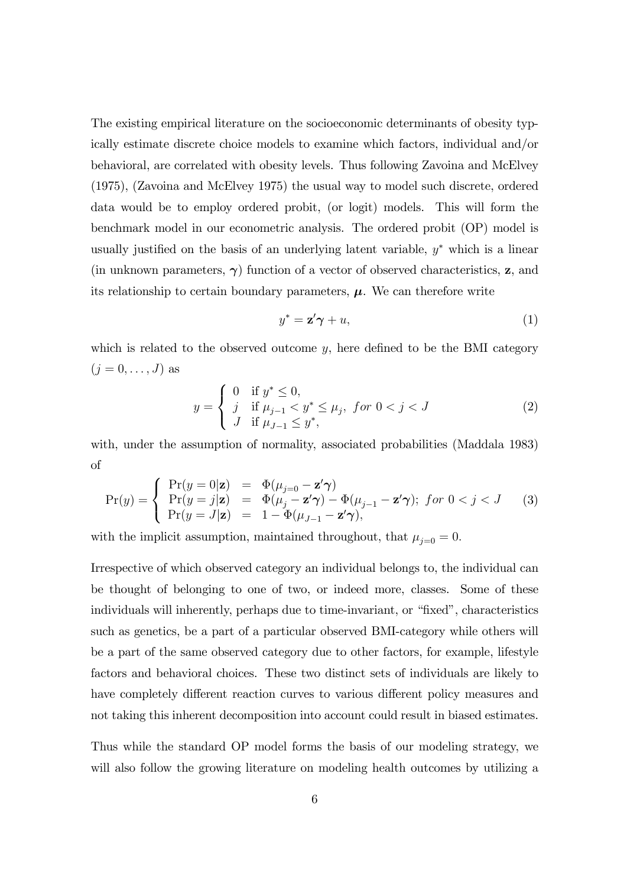The existing empirical literature on the socioeconomic determinants of obesity typically estimate discrete choice models to examine which factors, individual and/or behavioral, are correlated with obesity levels. Thus following Zavoina and McElvey (1975), (Zavoina and McElvey 1975) the usual way to model such discrete, ordered data would be to employ ordered probit, (or logit) models. This will form the benchmark model in our econometric analysis. The ordered probit (OP) model is usually justified on the basis of an underlying latent variable, $y^*$ which is a linear (in unknown parameters, $\boldsymbol{\gamma}$) function of a vector of observed characteristics, $\mathbf{z}$, and its relationship to certain boundary parameters, $\boldsymbol{\mu}$. We can therefore write

$$y^* = \mathbf{z}'\boldsymbol{\gamma} + u, \tag{1}$$

which is related to the observed outcome $y$, here defined to be the BMI category $(j = 0, \ldots, J)$ as

$$y = \begin{cases} 0 & \text{if } y^* \leq 0, \\ j & \text{if } \mu_{j-1} < y^* \leq \mu_j, \; for \; 0 < j < J \\ J & \text{if } \mu_{J-1} \leq y^*, \end{cases} \tag{2}$$

with, under the assumption of normality, associated probabilities (Maddala 1983) of

$$\Pr(y) = \begin{cases} \Pr(y = 0|\mathbf{z}) &= \Phi(\mu_{j=0} - \mathbf{z}'\boldsymbol{\gamma}) \\ \Pr(y = j|\mathbf{z}) &= \Phi(\mu_j - \mathbf{z}'\boldsymbol{\gamma}) - \Phi(\mu_{j-1} - \mathbf{z}'\boldsymbol{\gamma}); \; for \; 0 < j < J \\ \Pr(y = J|\mathbf{z}) &= 1 - \Phi(\mu_{J-1} - \mathbf{z}'\boldsymbol{\gamma}), \end{cases} \tag{3}$$

with the implicit assumption, maintained throughout, that $\mu_{j=0} = 0$.

Irrespective of which observed category an individual belongs to, the individual can be thought of belonging to one of two, or indeed more, classes. Some of these individuals will inherently, perhaps due to time-invariant, or "fixed", characteristics such as genetics, be a part of a particular observed BMI-category while others will be a part of the same observed category due to other factors, for example, lifestyle factors and behavioral choices. These two distinct sets of individuals are likely to have completely different reaction curves to various different policy measures and not taking this inherent decomposition into account could result in biased estimates.

Thus while the standard OP model forms the basis of our modeling strategy, we will also follow the growing literature on modeling health outcomes by utilizing a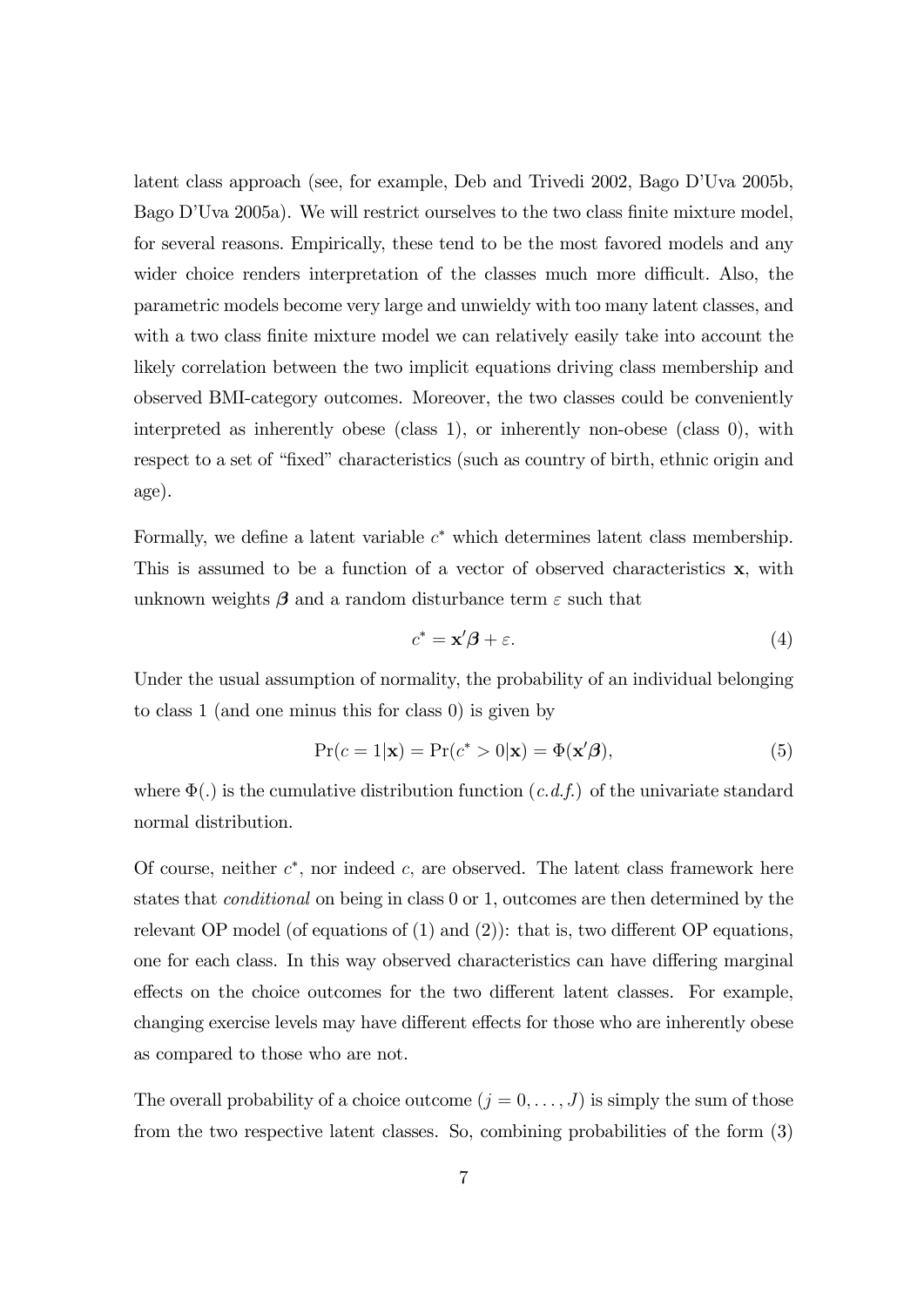latent class approach (see, for example, Deb and Trivedi 2002, Bago D'Uva 2005b, Bago D'Uva 2005a). We will restrict ourselves to the two class finite mixture model, for several reasons. Empirically, these tend to be the most favored models and any wider choice renders interpretation of the classes much more difficult. Also, the parametric models become very large and unwieldy with too many latent classes, and with a two class finite mixture model we can relatively easily take into account the likely correlation between the two implicit equations driving class membership and observed BMI-category outcomes. Moreover, the two classes could be conveniently interpreted as inherently obese (class 1), or inherently non-obese (class 0), with respect to a set of "fixed" characteristics (such as country of birth, ethnic origin and age).

Formally, we define a latent variable $c^*$ which determines latent class membership. This is assumed to be a function of a vector of observed characteristics $\mathbf{x}$, with unknown weights $\boldsymbol{\beta}$ and a random disturbance term $\varepsilon$ such that

$$c^* = \mathbf{x}'\boldsymbol{\beta} + \varepsilon. \tag{4}$$

Under the usual assumption of normality, the probability of an individual belonging to class 1 (and one minus this for class 0) is given by

$$\Pr(c = 1|\mathbf{x}) = \Pr(c^* > 0|\mathbf{x}) = \Phi(\mathbf{x}'\boldsymbol{\beta}), \tag{5}$$

where $\Phi(.)$ is the cumulative distribution function (*c.d.f.*) of the univariate standard normal distribution.

Of course, neither $c^*$, nor indeed $c$, are observed. The latent class framework here states that *conditional* on being in class 0 or 1, outcomes are then determined by the relevant OP model (of equations of (1) and (2)): that is, two different OP equations, one for each class. In this way observed characteristics can have differing marginal effects on the choice outcomes for the two different latent classes. For example, changing exercise levels may have different effects for those who are inherently obese as compared to those who are not.

The overall probability of a choice outcome ($j = 0, \ldots, J$) is simply the sum of those from the two respective latent classes. So, combining probabilities of the form (3)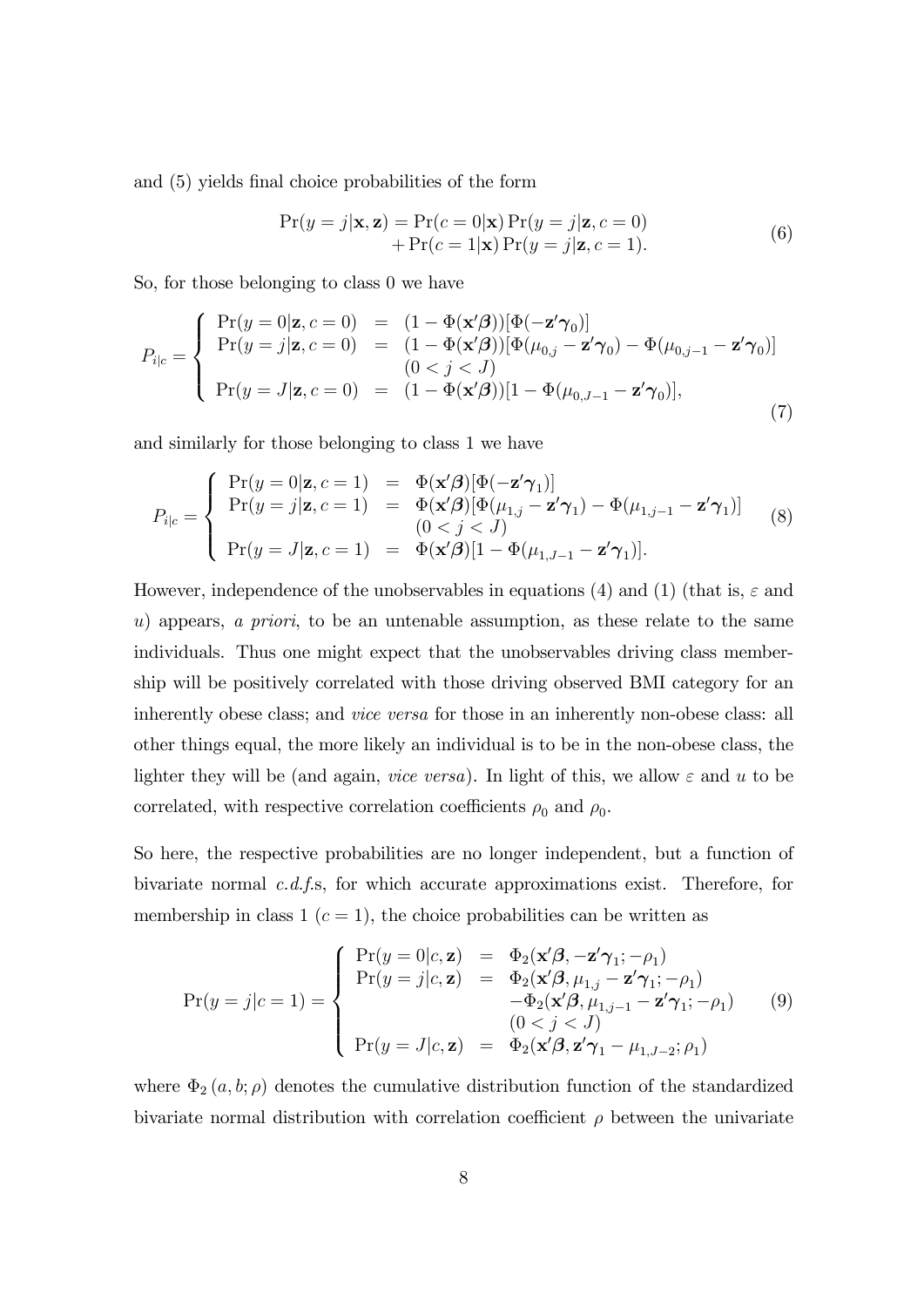and (5) yields final choice probabilities of the form

$$\begin{aligned} \Pr(y = j|\mathbf{x}, \mathbf{z}) = \Pr(c = 0|\mathbf{x}) \Pr(y = j|\mathbf{z}, c = 0) \\ + \Pr(c = 1|\mathbf{x}) \Pr(y = j|\mathbf{z}, c = 1). \end{aligned} \tag{6}$$

So, for those belonging to class 0 we have

$$P_{i|c} = \begin{cases} \Pr(y = 0|\mathbf{z}, c = 0) &= (1 - \Phi(\mathbf{x}'\boldsymbol{\beta}))[\Phi(-\mathbf{z}'\boldsymbol{\gamma}_0)] \\ \Pr(y = j|\mathbf{z}, c = 0) &= (1 - \Phi(\mathbf{x}'\boldsymbol{\beta}))[\Phi(\mu_{0,j} - \mathbf{z}'\boldsymbol{\gamma}_0) - \Phi(\mu_{0,j-1} - \mathbf{z}'\boldsymbol{\gamma}_0)] \\ & \quad (0 < j < J) \\ \Pr(y = J|\mathbf{z}, c = 0) &= (1 - \Phi(\mathbf{x}'\boldsymbol{\beta}))[1 - \Phi(\mu_{0,J-1} - \mathbf{z}'\boldsymbol{\gamma}_0)], \end{cases} \tag{7}$$

and similarly for those belonging to class 1 we have

$$P_{i|c} = \begin{cases} \Pr(y = 0|\mathbf{z}, c = 1) &= \Phi(\mathbf{x}'\boldsymbol{\beta})[\Phi(-\mathbf{z}'\boldsymbol{\gamma}_1)] \\ \Pr(y = j|\mathbf{z}, c = 1) &= \Phi(\mathbf{x}'\boldsymbol{\beta})[\Phi(\mu_{1,j} - \mathbf{z}'\boldsymbol{\gamma}_1) - \Phi(\mu_{1,j-1} - \mathbf{z}'\boldsymbol{\gamma}_1)] \\ & \quad (0 < j < J) \\ \Pr(y = J|\mathbf{z}, c = 1) &= \Phi(\mathbf{x}'\boldsymbol{\beta})[1 - \Phi(\mu_{1,J-1} - \mathbf{z}'\boldsymbol{\gamma}_1)]. \end{cases} \tag{8}$$

However, independence of the unobservables in equations (4) and (1) (that is, $\varepsilon$ and $u$) appears, *a priori*, to be an untenable assumption, as these relate to the same individuals. Thus one might expect that the unobservables driving class membership will be positively correlated with those driving observed BMI category for an inherently obese class; and *vice versa* for those in an inherently non-obese class: all other things equal, the more likely an individual is to be in the non-obese class, the lighter they will be (and again, *vice versa*). In light of this, we allow $\varepsilon$ and $u$ to be correlated, with respective correlation coefficients $\rho_0$ and $\rho_0$.

So here, the respective probabilities are no longer independent, but a function of bivariate normal *c.d.f.*s, for which accurate approximations exist. Therefore, for membership in class 1 ($c = 1$), the choice probabilities can be written as

$$\Pr(y = j|c = 1) = \begin{cases} \Pr(y = 0|c, \mathbf{z}) &= \Phi_2(\mathbf{x}'\boldsymbol{\beta}, -\mathbf{z}'\boldsymbol{\gamma}_1; -\rho_1) \\ \Pr(y = j|c, \mathbf{z}) &= \Phi_2(\mathbf{x}'\boldsymbol{\beta}, \mu_{1,j} - \mathbf{z}'\boldsymbol{\gamma}_1; -\rho_1) \\ & \quad -\Phi_2(\mathbf{x}'\boldsymbol{\beta}, \mu_{1,j-1} - \mathbf{z}'\boldsymbol{\gamma}_1; -\rho_1) \\ & \quad (0 < j < J) \\ \Pr(y = J|c, \mathbf{z}) &= \Phi_2(\mathbf{x}'\boldsymbol{\beta}, \mathbf{z}'\boldsymbol{\gamma}_1 - \mu_{1,J-2}; \rho_1) \end{cases} \tag{9}$$

where $\Phi_2(a, b; \rho)$ denotes the cumulative distribution function of the standardized bivariate normal distribution with correlation coefficient $\rho$ between the univariate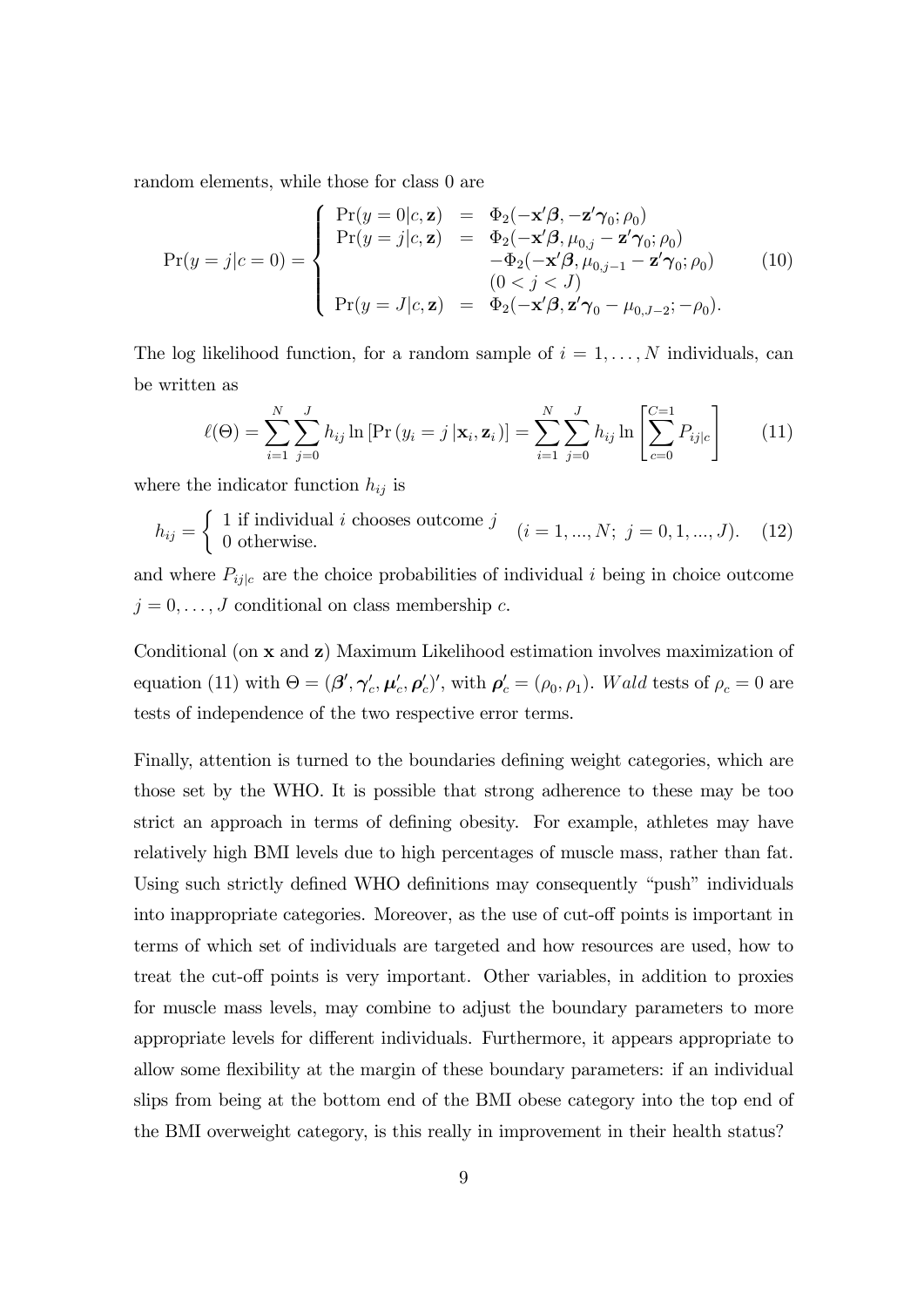random elements, while those for class 0 are

$$
\Pr(y=j|c=0) = \begin{cases} \Pr(y=0|c,\mathbf{z}) &= \Phi_2(-\mathbf{x}'\boldsymbol{\beta}, -\mathbf{z}'\boldsymbol{\gamma}_0; \rho_0) \\ \Pr(y=j|c,\mathbf{z}) &= \Phi_2(-\mathbf{x}'\boldsymbol{\beta}, \mu_{0,j} - \mathbf{z}'\boldsymbol{\gamma}_0; \rho_0) \\ & \quad -\Phi_2(-\mathbf{x}'\boldsymbol{\beta}, \mu_{0,j-1} - \mathbf{z}'\boldsymbol{\gamma}_0; \rho_0) \\ & \quad (0 < j < J) \\ \Pr(y=J|c,\mathbf{z}) &= \Phi_2(-\mathbf{x}'\boldsymbol{\beta}, \mathbf{z}'\boldsymbol{\gamma}_0 - \mu_{0,J-2}; -\rho_0). \end{cases} \tag{10}
$$

The log likelihood function, for a random sample of $i = 1, \ldots, N$ individuals, can be written as

$$
\ell(\Theta) = \sum_{i=1}^{N} \sum_{j=0}^{J} h_{ij} \ln \left[ \Pr\left(y_i = j \,|\mathbf{x}_i, \mathbf{z}_i\right) \right] = \sum_{i=1}^{N} \sum_{j=0}^{J} h_{ij} \ln \left[ \sum_{c=0}^{C=1} P_{ij|c} \right] \tag{11}
$$

where the indicator function $h_{ij}$ is

$$
h_{ij} = \begin{cases} 1 \text{ if individual } i \text{ chooses outcome } j \\ 0 \text{ otherwise.} \end{cases} \quad (i = 1, ..., N;\ j = 0, 1, ..., J). \tag{12}
$$

and where $P_{ij|c}$ are the choice probabilities of individual $i$ being in choice outcome $j = 0, \ldots, J$ conditional on class membership $c$.

Conditional (on $\mathbf{x}$ and $\mathbf{z}$) Maximum Likelihood estimation involves maximization of equation (11) with $\Theta = (\boldsymbol{\beta}', \boldsymbol{\gamma}_c', \boldsymbol{\mu}_c', \boldsymbol{\rho}_c')'$, with $\boldsymbol{\rho}_c' = (\rho_0, \rho_1)$. *Wald* tests of $\rho_c = 0$ are tests of independence of the two respective error terms.

Finally, attention is turned to the boundaries defining weight categories, which are those set by the WHO. It is possible that strong adherence to these may be too strict an approach in terms of defining obesity. For example, athletes may have relatively high BMI levels due to high percentages of muscle mass, rather than fat. Using such strictly defined WHO definitions may consequently "push" individuals into inappropriate categories. Moreover, as the use of cut-off points is important in terms of which set of individuals are targeted and how resources are used, how to treat the cut-off points is very important. Other variables, in addition to proxies for muscle mass levels, may combine to adjust the boundary parameters to more appropriate levels for different individuals. Furthermore, it appears appropriate to allow some flexibility at the margin of these boundary parameters: if an individual slips from being at the bottom end of the BMI obese category into the top end of the BMI overweight category, is this really in improvement in their health status?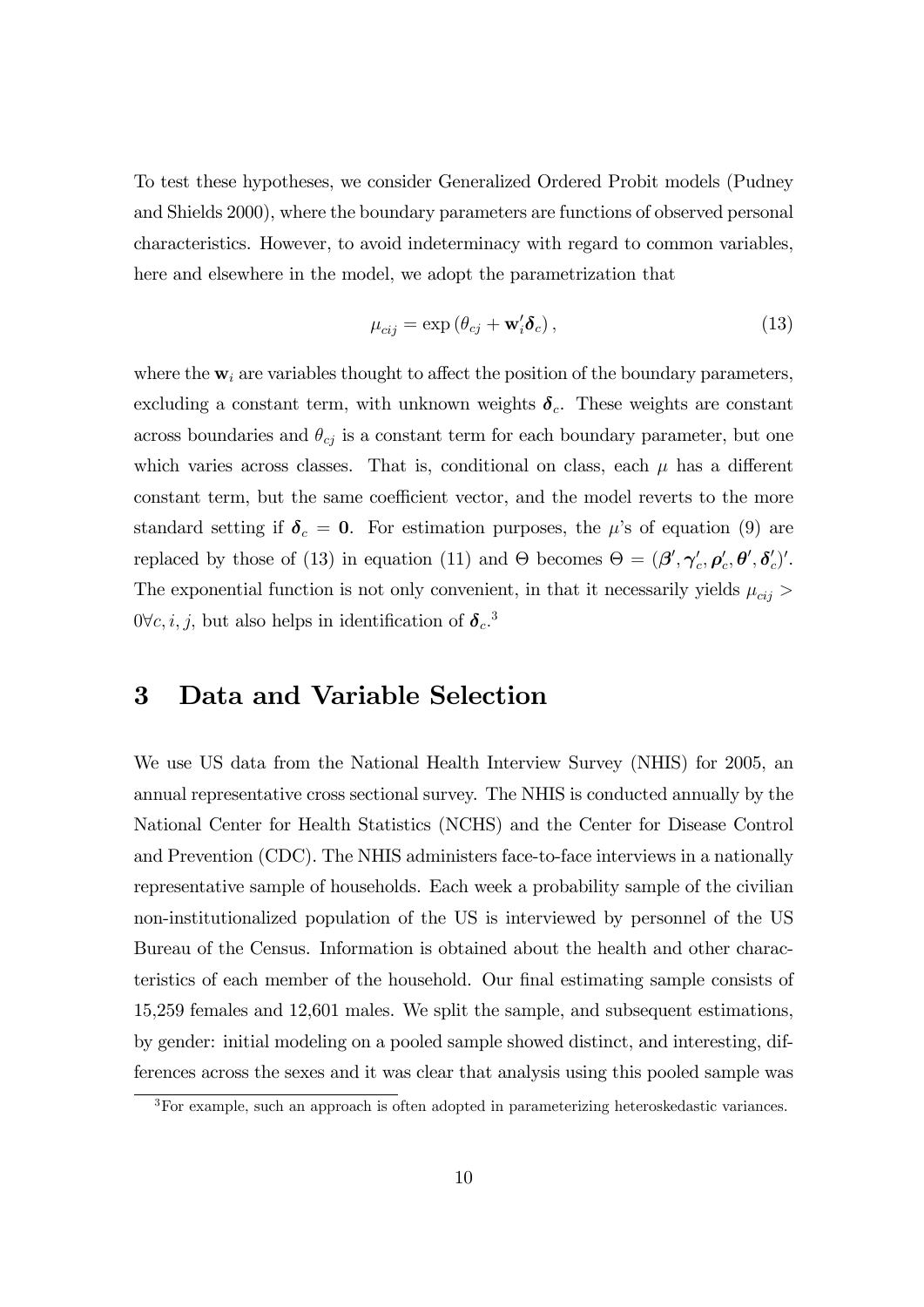To test these hypotheses, we consider Generalized Ordered Probit models (Pudney and Shields 2000), where the boundary parameters are functions of observed personal characteristics. However, to avoid indeterminacy with regard to common variables, here and elsewhere in the model, we adopt the parametrization that

$$\mu_{cij} = \exp\left(\theta_{cj} + \mathbf{w}_i'\boldsymbol{\delta}_c\right), \tag{13}$$

where the $\mathbf{w}_i$ are variables thought to affect the position of the boundary parameters, excluding a constant term, with unknown weights $\boldsymbol{\delta}_c$. These weights are constant across boundaries and $\theta_{cj}$ is a constant term for each boundary parameter, but one which varies across classes. That is, conditional on class, each $\mu$ has a different constant term, but the same coefficient vector, and the model reverts to the more standard setting if $\boldsymbol{\delta}_c = \mathbf{0}$. For estimation purposes, the $\mu$'s of equation (9) are replaced by those of (13) in equation (11) and $\Theta$ becomes $\Theta = (\boldsymbol{\beta}', \boldsymbol{\gamma}_c', \boldsymbol{\rho}_c', \boldsymbol{\theta}', \boldsymbol{\delta}_c')'$. The exponential function is not only convenient, in that it necessarily yields $\mu_{cij} > 0 \forall c, i, j$, but also helps in identification of $\boldsymbol{\delta}_c$.[3]

# 3 Data and Variable Selection

We use US data from the National Health Interview Survey (NHIS) for 2005, an annual representative cross sectional survey. The NHIS is conducted annually by the National Center for Health Statistics (NCHS) and the Center for Disease Control and Prevention (CDC). The NHIS administers face-to-face interviews in a nationally representative sample of households. Each week a probability sample of the civilian non-institutionalized population of the US is interviewed by personnel of the US Bureau of the Census. Information is obtained about the health and other characteristics of each member of the household. Our final estimating sample consists of 15,259 females and 12,601 males. We split the sample, and subsequent estimations, by gender: initial modeling on a pooled sample showed distinct, and interesting, differences across the sexes and it was clear that analysis using this pooled sample was

[3] For example, such an approach is often adopted in parameterizing heteroskedastic variances.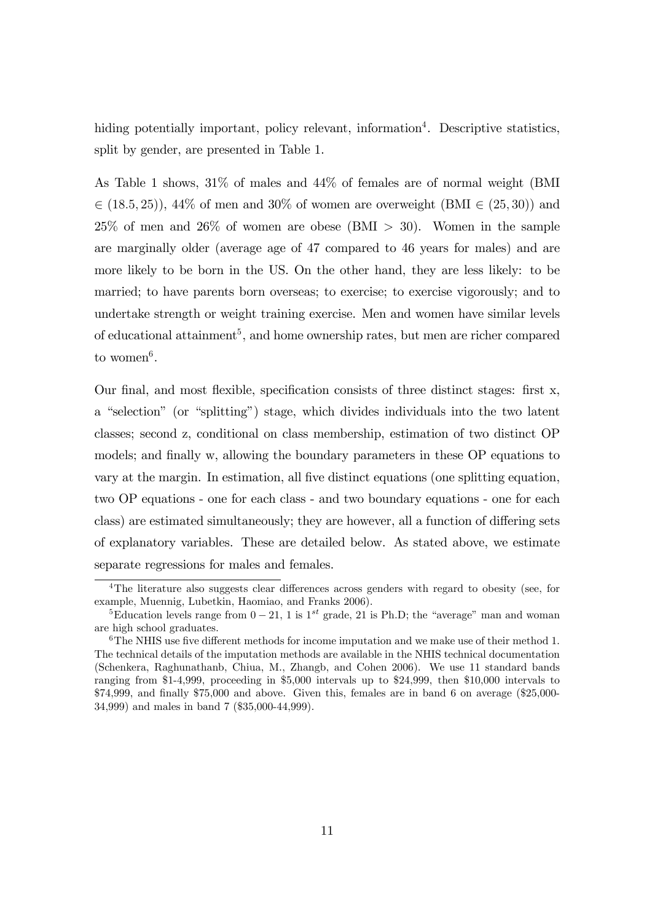hiding potentially important, policy relevant, information[4]. Descriptive statistics, split by gender, are presented in Table 1.

As Table 1 shows, 31% of males and 44% of females are of normal weight (BMI $\in (18.5, 25)$), 44% of men and 30% of women are overweight (BMI $\in (25, 30)$) and 25% of men and 26% of women are obese (BMI $> 30$). Women in the sample are marginally older (average age of 47 compared to 46 years for males) and are more likely to be born in the US. On the other hand, they are less likely: to be married; to have parents born overseas; to exercise; to exercise vigorously; and to undertake strength or weight training exercise. Men and women have similar levels of educational attainment[5], and home ownership rates, but men are richer compared to women[6].

Our final, and most flexible, specification consists of three distinct stages: first x, a "selection" (or "splitting") stage, which divides individuals into the two latent classes; second z, conditional on class membership, estimation of two distinct OP models; and finally w, allowing the boundary parameters in these OP equations to vary at the margin. In estimation, all five distinct equations (one splitting equation, two OP equations - one for each class - and two boundary equations - one for each class) are estimated simultaneously; they are however, all a function of differing sets of explanatory variables. These are detailed below. As stated above, we estimate separate regressions for males and females.

[4] The literature also suggests clear differences across genders with regard to obesity (see, for example, Muennig, Lubetkin, Haomiao, and Franks 2006).

[5] Education levels range from $0-21$, 1 is $1^{st}$ grade, 21 is Ph.D; the "average" man and woman are high school graduates.

[6] The NHIS use five different methods for income imputation and we make use of their method 1. The technical details of the imputation methods are available in the NHIS technical documentation (Schenkera, Raghunathanb, Chiua, M., Zhangb, and Cohen 2006). We use 11 standard bands ranging from $1-4,999, proceeding in $5,000 intervals up to $24,999, then $10,000 intervals to $74,999, and finally $75,000 and above. Given this, females are in band 6 on average ($25,000-34,999) and males in band 7 ($35,000-44,999).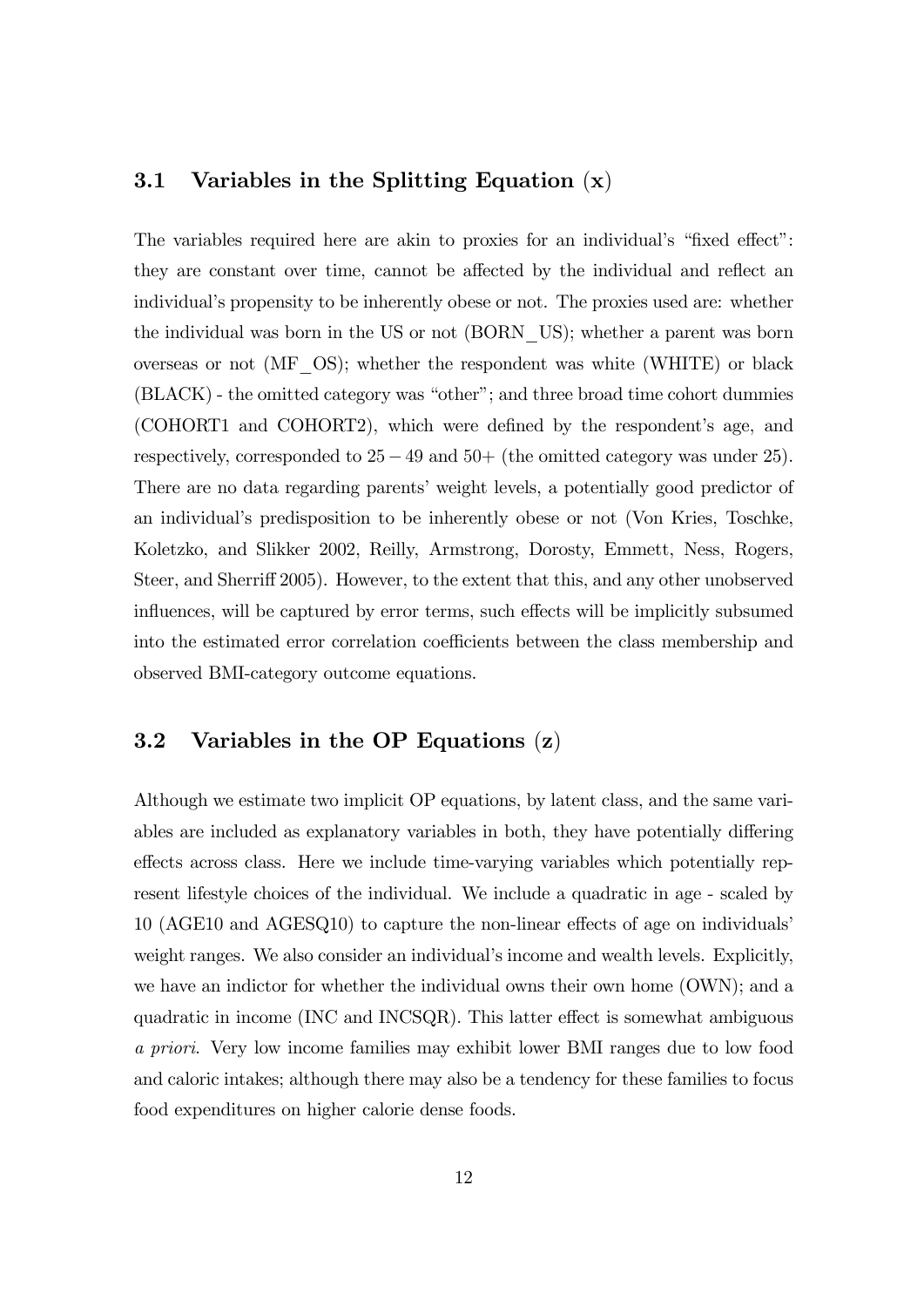### 3.1 Variables in the Splitting Equation (**x**)

The variables required here are akin to proxies for an individual's "fixed effect": they are constant over time, cannot be affected by the individual and reflect an individual's propensity to be inherently obese or not. The proxies used are: whether the individual was born in the US or not (BORN_US); whether a parent was born overseas or not (MF_OS); whether the respondent was white (WHITE) or black (BLACK) - the omitted category was "other"; and three broad time cohort dummies (COHORT1 and COHORT2), which were defined by the respondent's age, and respectively, corresponded to $25-49$ and $50+$ (the omitted category was under 25). There are no data regarding parents' weight levels, a potentially good predictor of an individual's predisposition to be inherently obese or not (Von Kries, Toschke, Koletzko, and Slikker 2002, Reilly, Armstrong, Dorosty, Emmett, Ness, Rogers, Steer, and Sherriff 2005). However, to the extent that this, and any other unobserved influences, will be captured by error terms, such effects will be implicitly subsumed into the estimated error correlation coefficients between the class membership and observed BMI-category outcome equations.

### 3.2 Variables in the OP Equations (**z**)

Although we estimate two implicit OP equations, by latent class, and the same variables are included as explanatory variables in both, they have potentially differing effects across class. Here we include time-varying variables which potentially represent lifestyle choices of the individual. We include a quadratic in age - scaled by 10 (AGE10 and AGESQ10) to capture the non-linear effects of age on individuals' weight ranges. We also consider an individual's income and wealth levels. Explicitly, we have an indictor for whether the individual owns their own home (OWN); and a quadratic in income (INC and INCSQR). This latter effect is somewhat ambiguous *a priori*. Very low income families may exhibit lower BMI ranges due to low food and caloric intakes; although there may also be a tendency for these families to focus food expenditures on higher calorie dense foods.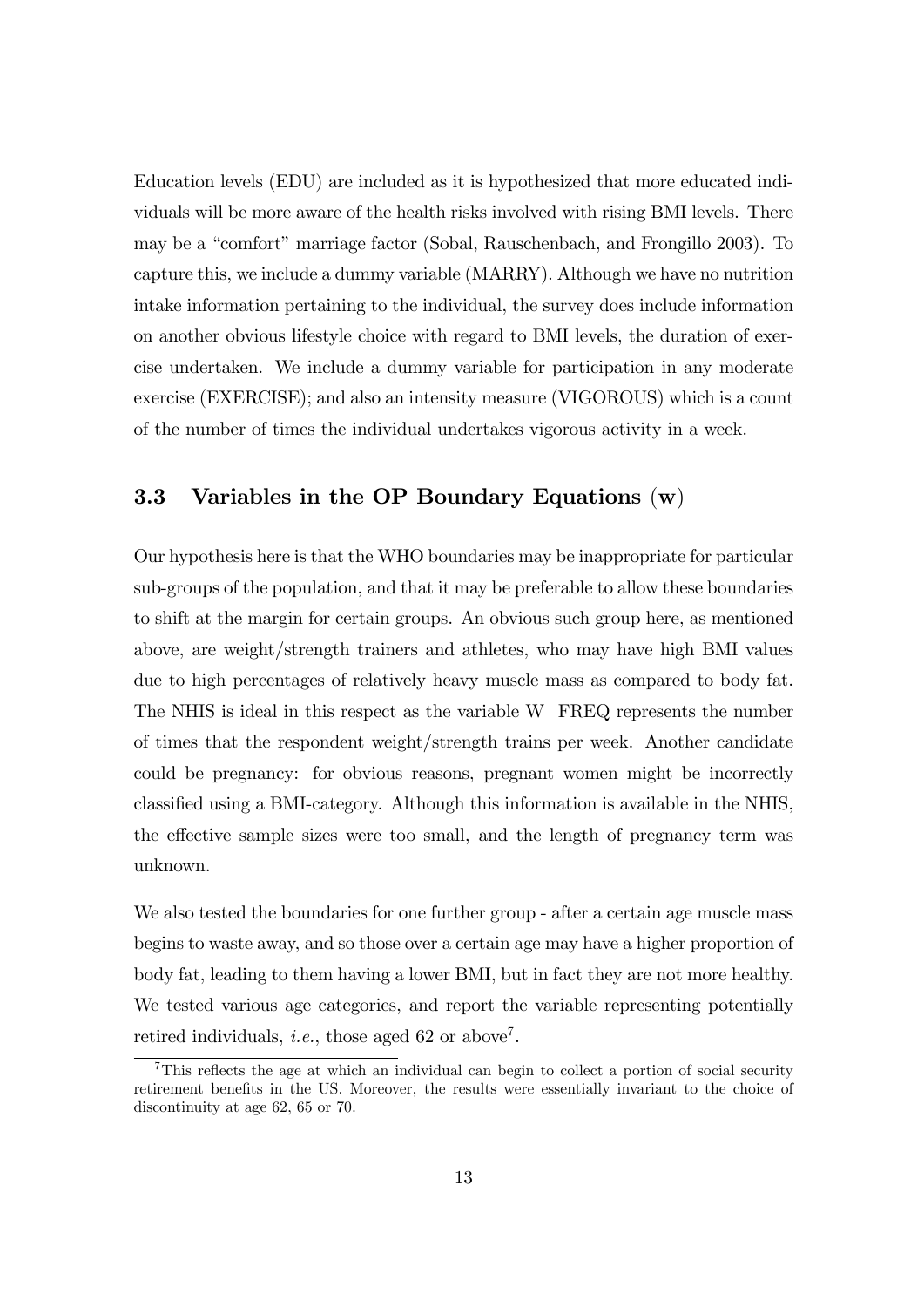Education levels (EDU) are included as it is hypothesized that more educated individuals will be more aware of the health risks involved with rising BMI levels. There may be a "comfort" marriage factor (Sobal, Rauschenbach, and Frongillo 2003). To capture this, we include a dummy variable (MARRY). Although we have no nutrition intake information pertaining to the individual, the survey does include information on another obvious lifestyle choice with regard to BMI levels, the duration of exercise undertaken. We include a dummy variable for participation in any moderate exercise (EXERCISE); and also an intensity measure (VIGOROUS) which is a count of the number of times the individual undertakes vigorous activity in a week.

## 3.3 Variables in the OP Boundary Equations (w)

Our hypothesis here is that the WHO boundaries may be inappropriate for particular sub-groups of the population, and that it may be preferable to allow these boundaries to shift at the margin for certain groups. An obvious such group here, as mentioned above, are weight/strength trainers and athletes, who may have high BMI values due to high percentages of relatively heavy muscle mass as compared to body fat. The NHIS is ideal in this respect as the variable W_FREQ represents the number of times that the respondent weight/strength trains per week. Another candidate could be pregnancy: for obvious reasons, pregnant women might be incorrectly classified using a BMI-category. Although this information is available in the NHIS, the effective sample sizes were too small, and the length of pregnancy term was unknown.

We also tested the boundaries for one further group - after a certain age muscle mass begins to waste away, and so those over a certain age may have a higher proportion of body fat, leading to them having a lower BMI, but in fact they are not more healthy. We tested various age categories, and report the variable representing potentially retired individuals, *i.e.*, those aged 62 or above[7].

[7] This reflects the age at which an individual can begin to collect a portion of social security retirement benefits in the US. Moreover, the results were essentially invariant to the choice of discontinuity at age 62, 65 or 70.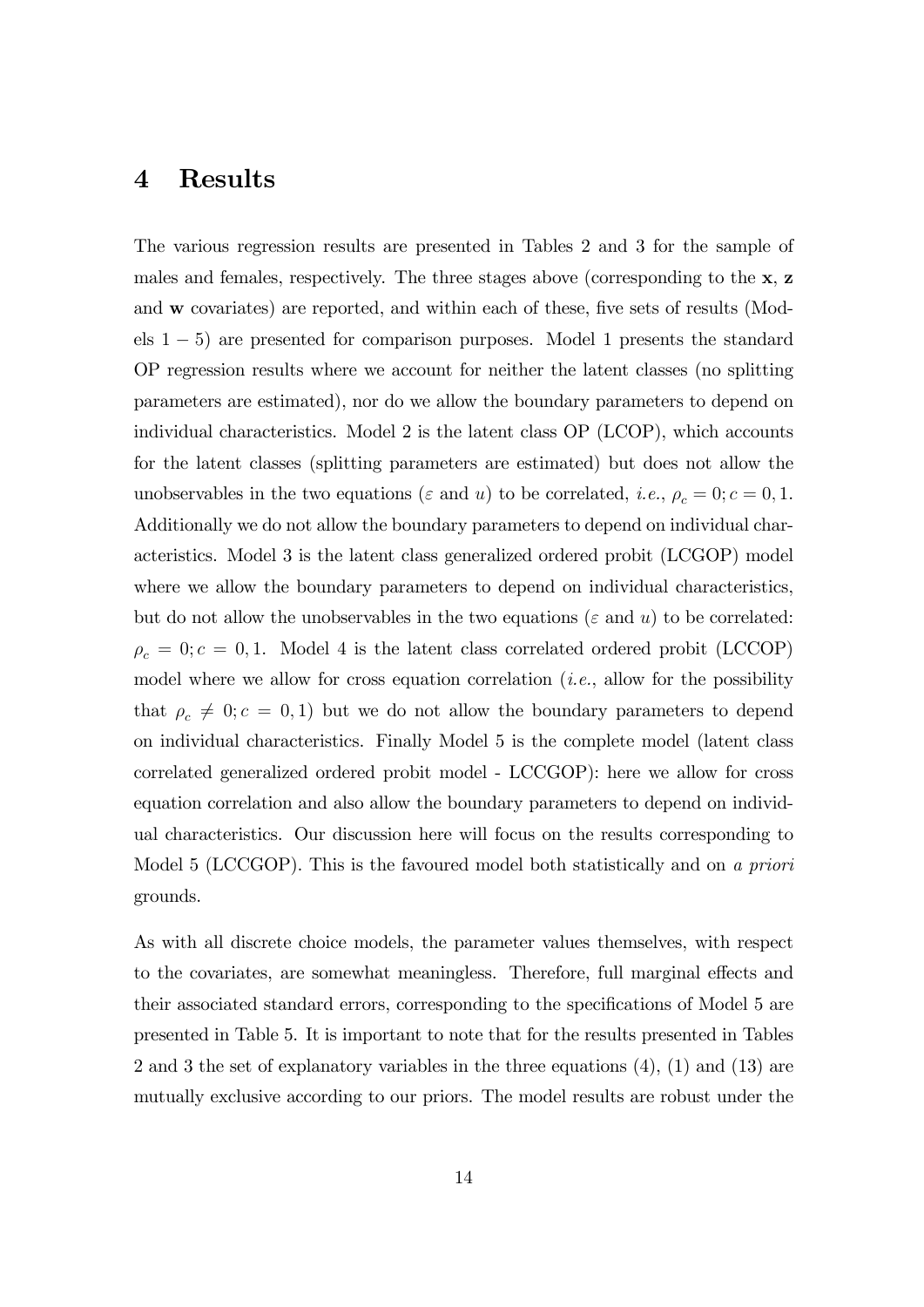# 4 Results

The various regression results are presented in Tables 2 and 3 for the sample of males and females, respectively. The three stages above (corresponding to the **x**, **z** and **w** covariates) are reported, and within each of these, five sets of results (Models $1-5$) are presented for comparison purposes. Model 1 presents the standard OP regression results where we account for neither the latent classes (no splitting parameters are estimated), nor do we allow the boundary parameters to depend on individual characteristics. Model 2 is the latent class OP (LCOP), which accounts for the latent classes (splitting parameters are estimated) but does not allow the unobservables in the two equations ($\varepsilon$ and $u$) to be correlated, *i.e.*, $\rho_c = 0; c = 0, 1$. Additionally we do not allow the boundary parameters to depend on individual characteristics. Model 3 is the latent class generalized ordered probit (LCGOP) model where we allow the boundary parameters to depend on individual characteristics, but do not allow the unobservables in the two equations ($\varepsilon$ and $u$) to be correlated: $\rho_c = 0; c = 0, 1$. Model 4 is the latent class correlated ordered probit (LCCOP) model where we allow for cross equation correlation (*i.e.*, allow for the possibility that $\rho_c \neq 0; c = 0, 1$) but we do not allow the boundary parameters to depend on individual characteristics. Finally Model 5 is the complete model (latent class correlated generalized ordered probit model - LCCGOP): here we allow for cross equation correlation and also allow the boundary parameters to depend on individual characteristics. Our discussion here will focus on the results corresponding to Model 5 (LCCGOP). This is the favoured model both statistically and on *a priori* grounds.

As with all discrete choice models, the parameter values themselves, with respect to the covariates, are somewhat meaningless. Therefore, full marginal effects and their associated standard errors, corresponding to the specifications of Model 5 are presented in Table 5. It is important to note that for the results presented in Tables 2 and 3 the set of explanatory variables in the three equations (4), (1) and (13) are mutually exclusive according to our priors. The model results are robust under the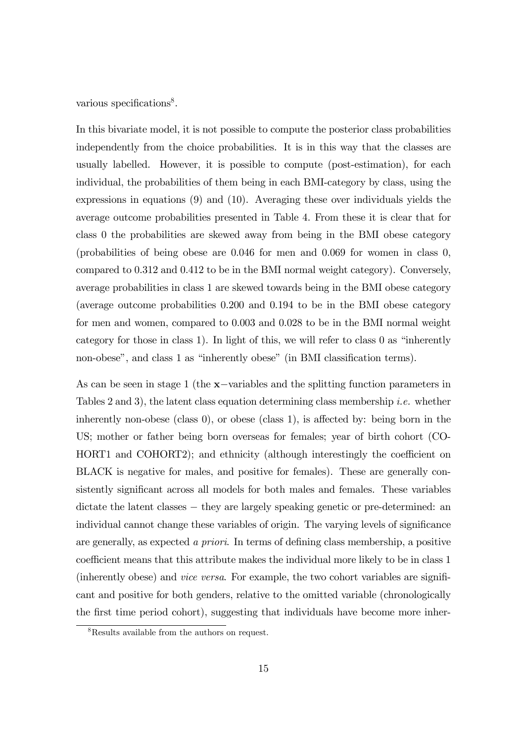various specifications[8].

In this bivariate model, it is not possible to compute the posterior class probabilities independently from the choice probabilities. It is in this way that the classes are usually labelled. However, it is possible to compute (post-estimation), for each individual, the probabilities of them being in each BMI-category by class, using the expressions in equations (9) and (10). Averaging these over individuals yields the average outcome probabilities presented in Table 4. From these it is clear that for class 0 the probabilities are skewed away from being in the BMI obese category (probabilities of being obese are 0.046 for men and 0.069 for women in class 0, compared to 0.312 and 0.412 to be in the BMI normal weight category). Conversely, average probabilities in class 1 are skewed towards being in the BMI obese category (average outcome probabilities 0.200 and 0.194 to be in the BMI obese category for men and women, compared to 0.003 and 0.028 to be in the BMI normal weight category for those in class 1). In light of this, we will refer to class 0 as "inherently non-obese", and class 1 as "inherently obese" (in BMI classification terms).

As can be seen in stage 1 (the $\mathbf{x}-$variables and the splitting function parameters in Tables 2 and 3), the latent class equation determining class membership *i.e.* whether inherently non-obese (class 0), or obese (class 1), is affected by: being born in the US; mother or father being born overseas for females; year of birth cohort (COHORT1 and COHORT2); and ethnicity (although interestingly the coefficient on BLACK is negative for males, and positive for females). These are generally consistently significant across all models for both males and females. These variables dictate the latent classes − they are largely speaking genetic or pre-determined: an individual cannot change these variables of origin. The varying levels of significance are generally, as expected *a priori*. In terms of defining class membership, a positive coefficient means that this attribute makes the individual more likely to be in class 1 (inherently obese) and *vice versa*. For example, the two cohort variables are significant and positive for both genders, relative to the omitted variable (chronologically the first time period cohort), suggesting that individuals have become more inher-

[8] Results available from the authors on request.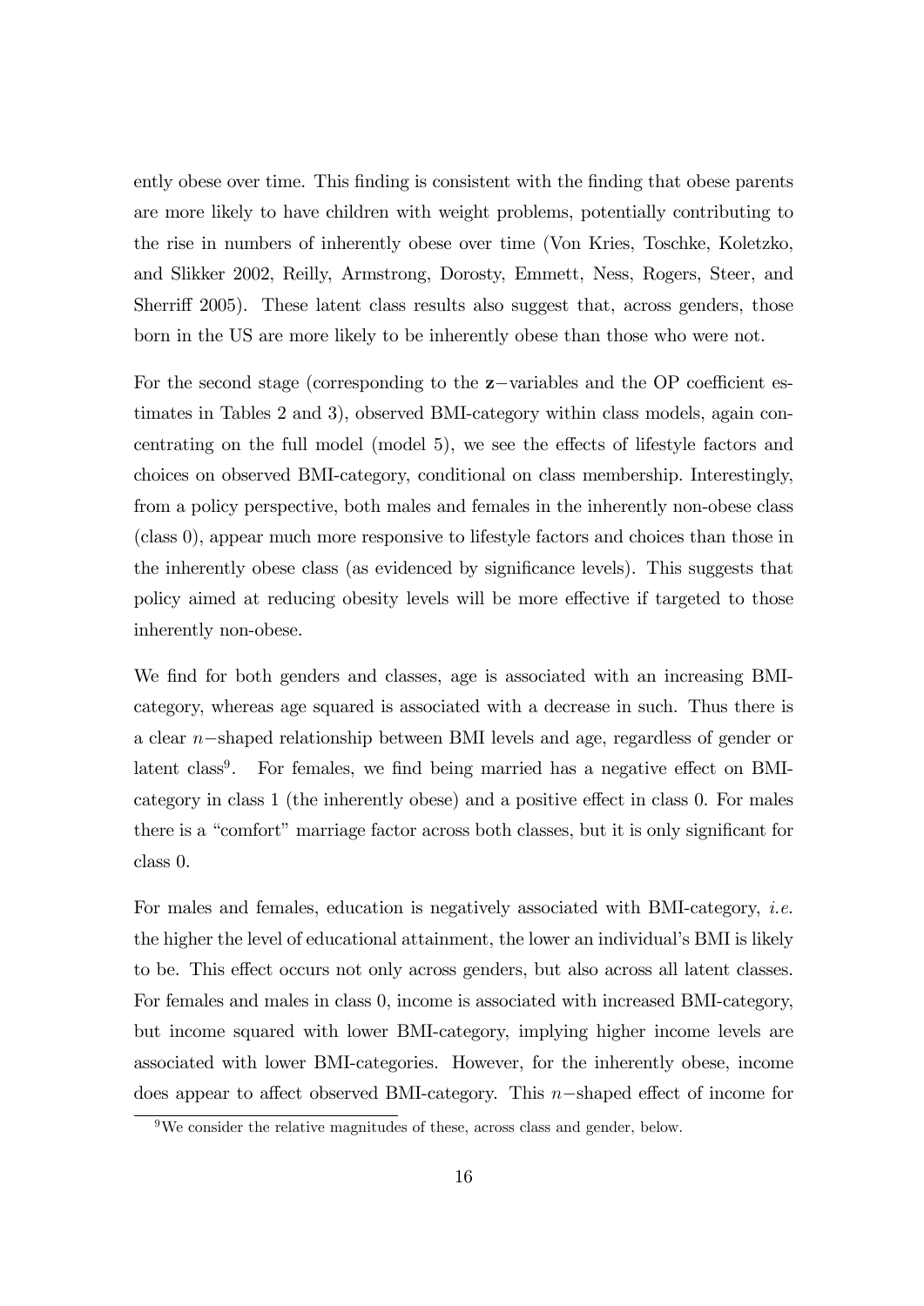ently obese over time. This finding is consistent with the finding that obese parents are more likely to have children with weight problems, potentially contributing to the rise in numbers of inherently obese over time (Von Kries, Toschke, Koletzko, and Slikker 2002, Reilly, Armstrong, Dorosty, Emmett, Ness, Rogers, Steer, and Sherriff 2005). These latent class results also suggest that, across genders, those born in the US are more likely to be inherently obese than those who were not.

For the second stage (corresponding to the $\mathbf{z}-$variables and the OP coefficient estimates in Tables 2 and 3), observed BMI-category within class models, again concentrating on the full model (model 5), we see the effects of lifestyle factors and choices on observed BMI-category, conditional on class membership. Interestingly, from a policy perspective, both males and females in the inherently non-obese class (class 0), appear much more responsive to lifestyle factors and choices than those in the inherently obese class (as evidenced by significance levels). This suggests that policy aimed at reducing obesity levels will be more effective if targeted to those inherently non-obese.

We find for both genders and classes, age is associated with an increasing BMI-category, whereas age squared is associated with a decrease in such. Thus there is a clear $n-$shaped relationship between BMI levels and age, regardless of gender or latent class[9]. For females, we find being married has a negative effect on BMI-category in class 1 (the inherently obese) and a positive effect in class 0. For males there is a "comfort" marriage factor across both classes, but it is only significant for class 0.

For males and females, education is negatively associated with BMI-category, *i.e.* the higher the level of educational attainment, the lower an individual's BMI is likely to be. This effect occurs not only across genders, but also across all latent classes. For females and males in class 0, income is associated with increased BMI-category, but income squared with lower BMI-category, implying higher income levels are associated with lower BMI-categories. However, for the inherently obese, income does appear to affect observed BMI-category. This $n-$shaped effect of income for

[9] We consider the relative magnitudes of these, across class and gender, below.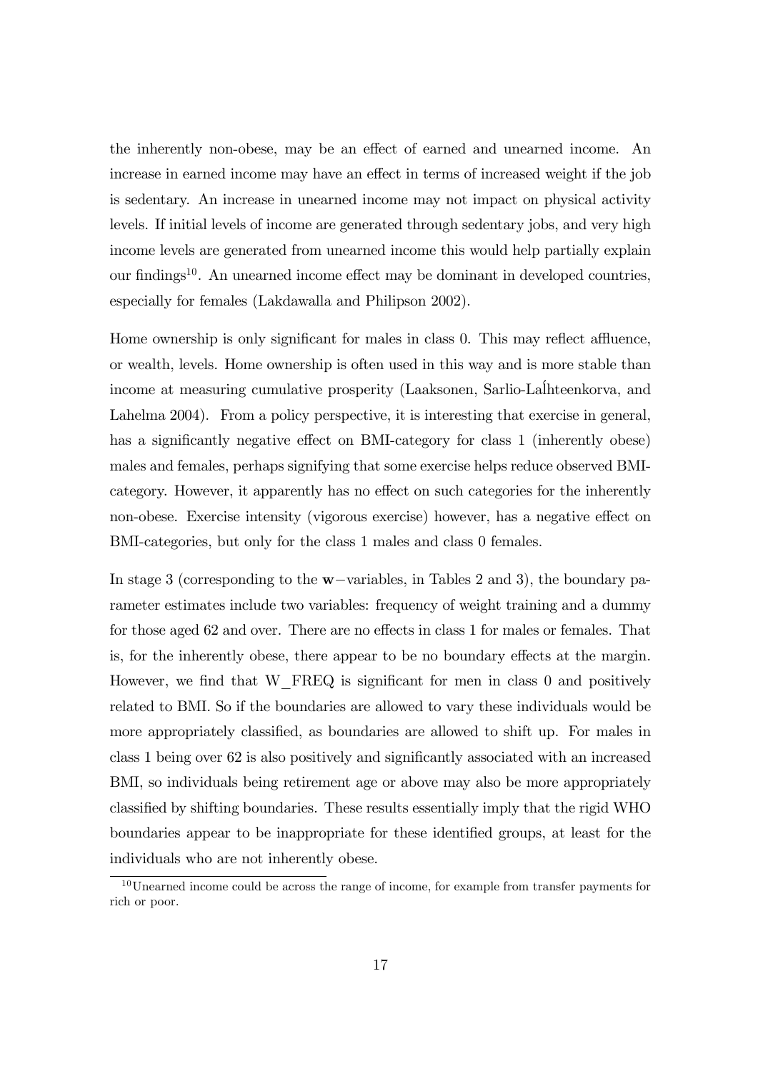the inherently non-obese, may be an effect of earned and unearned income. An increase in earned income may have an effect in terms of increased weight if the job is sedentary. An increase in unearned income may not impact on physical activity levels. If initial levels of income are generated through sedentary jobs, and very high income levels are generated from unearned income this would help partially explain our findings[10]. An unearned income effect may be dominant in developed countries, especially for females (Lakdawalla and Philipson 2002).

Home ownership is only significant for males in class 0. This may reflect affluence, or wealth, levels. Home ownership is often used in this way and is more stable than income at measuring cumulative prosperity (Laaksonen, Sarlio-Laĺhteenkorva, and Lahelma 2004). From a policy perspective, it is interesting that exercise in general, has a significantly negative effect on BMI-category for class 1 (inherently obese) males and females, perhaps signifying that some exercise helps reduce observed BMI-category. However, it apparently has no effect on such categories for the inherently non-obese. Exercise intensity (vigorous exercise) however, has a negative effect on BMI-categories, but only for the class 1 males and class 0 females.

In stage 3 (corresponding to the $\mathbf{w}-$variables, in Tables 2 and 3), the boundary parameter estimates include two variables: frequency of weight training and a dummy for those aged 62 and over. There are no effects in class 1 for males or females. That is, for the inherently obese, there appear to be no boundary effects at the margin. However, we find that W_FREQ is significant for men in class 0 and positively related to BMI. So if the boundaries are allowed to vary these individuals would be more appropriately classified, as boundaries are allowed to shift up. For males in class 1 being over 62 is also positively and significantly associated with an increased BMI, so individuals being retirement age or above may also be more appropriately classified by shifting boundaries. These results essentially imply that the rigid WHO boundaries appear to be inappropriate for these identified groups, at least for the individuals who are not inherently obese.

[10] Unearned income could be across the range of income, for example from transfer payments for rich or poor.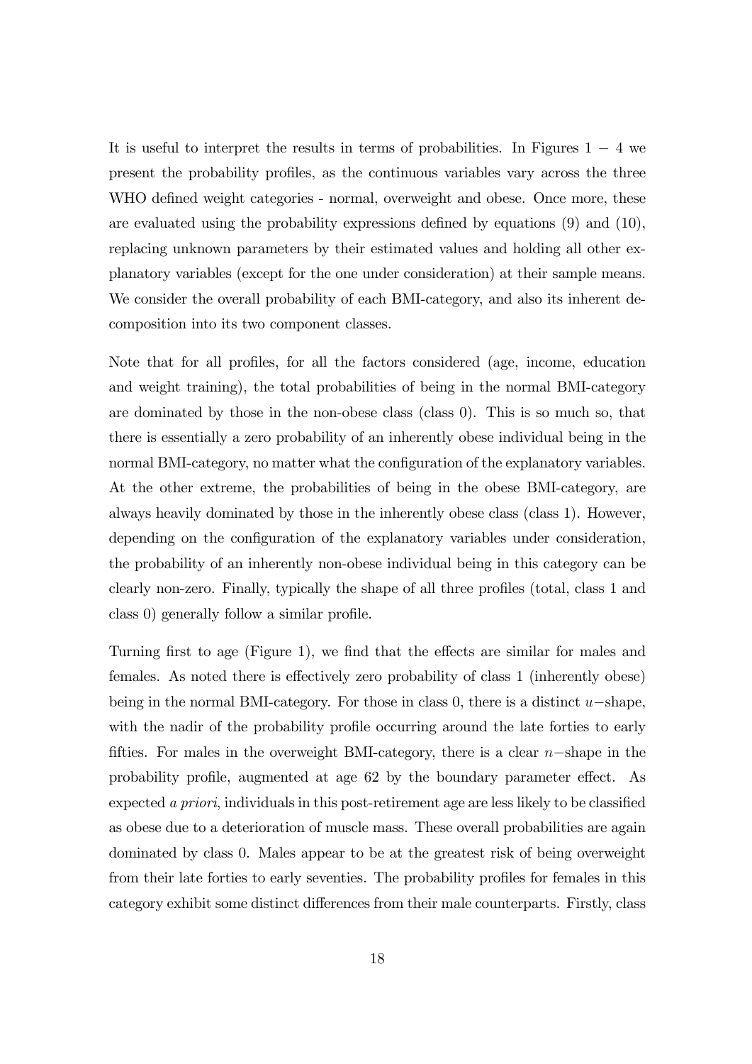It is useful to interpret the results in terms of probabilities. In Figures $1-4$ we present the probability profiles, as the continuous variables vary across the three WHO defined weight categories - normal, overweight and obese. Once more, these are evaluated using the probability expressions defined by equations (9) and (10), replacing unknown parameters by their estimated values and holding all other explanatory variables (except for the one under consideration) at their sample means. We consider the overall probability of each BMI-category, and also its inherent decomposition into its two component classes.

Note that for all profiles, for all the factors considered (age, income, education and weight training), the total probabilities of being in the normal BMI-category are dominated by those in the non-obese class (class 0). This is so much so, that there is essentially a zero probability of an inherently obese individual being in the normal BMI-category, no matter what the configuration of the explanatory variables. At the other extreme, the probabilities of being in the obese BMI-category, are always heavily dominated by those in the inherently obese class (class 1). However, depending on the configuration of the explanatory variables under consideration, the probability of an inherently non-obese individual being in this category can be clearly non-zero. Finally, typically the shape of all three profiles (total, class 1 and class 0) generally follow a similar profile.

Turning first to age (Figure 1), we find that the effects are similar for males and females. As noted there is effectively zero probability of class 1 (inherently obese) being in the normal BMI-category. For those in class 0, there is a distinct $u-$shape, with the nadir of the probability profile occurring around the late forties to early fifties. For males in the overweight BMI-category, there is a clear $n-$shape in the probability profile, augmented at age 62 by the boundary parameter effect. As expected *a priori*, individuals in this post-retirement age are less likely to be classified as obese due to a deterioration of muscle mass. These overall probabilities are again dominated by class 0. Males appear to be at the greatest risk of being overweight from their late forties to early seventies. The probability profiles for females in this category exhibit some distinct differences from their male counterparts. Firstly, class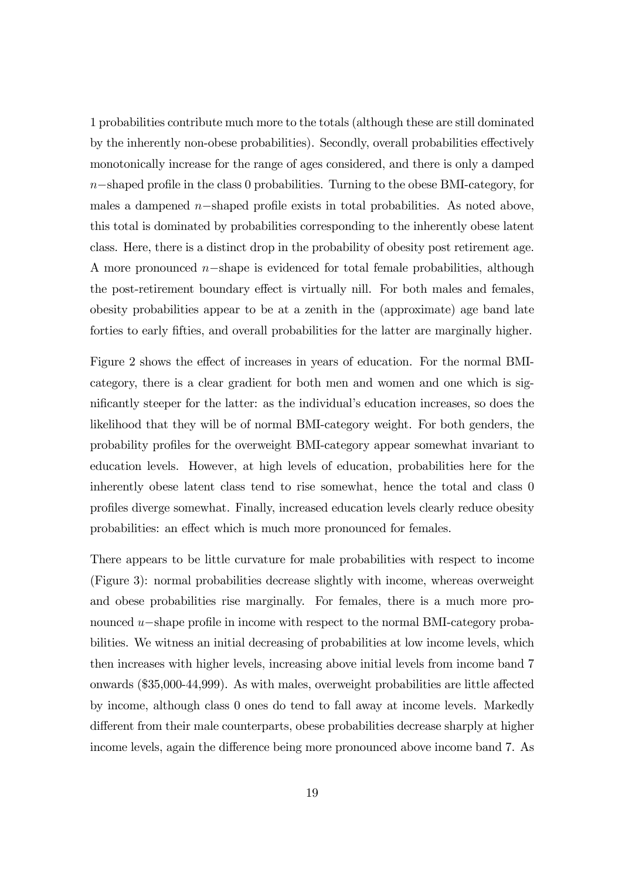1 probabilities contribute much more to the totals (although these are still dominated by the inherently non-obese probabilities). Secondly, overall probabilities effectively monotonically increase for the range of ages considered, and there is only a damped $n-$shaped profile in the class 0 probabilities. Turning to the obese BMI-category, for males a dampened $n-$shaped profile exists in total probabilities. As noted above, this total is dominated by probabilities corresponding to the inherently obese latent class. Here, there is a distinct drop in the probability of obesity post retirement age. A more pronounced $n-$shape is evidenced for total female probabilities, although the post-retirement boundary effect is virtually nill. For both males and females, obesity probabilities appear to be at a zenith in the (approximate) age band late forties to early fifties, and overall probabilities for the latter are marginally higher.

Figure 2 shows the effect of increases in years of education. For the normal BMI-category, there is a clear gradient for both men and women and one which is significantly steeper for the latter: as the individual's education increases, so does the likelihood that they will be of normal BMI-category weight. For both genders, the probability profiles for the overweight BMI-category appear somewhat invariant to education levels. However, at high levels of education, probabilities here for the inherently obese latent class tend to rise somewhat, hence the total and class 0 profiles diverge somewhat. Finally, increased education levels clearly reduce obesity probabilities: an effect which is much more pronounced for females.

There appears to be little curvature for male probabilities with respect to income (Figure 3): normal probabilities decrease slightly with income, whereas overweight and obese probabilities rise marginally. For females, there is a much more pronounced $u-$shape profile in income with respect to the normal BMI-category probabilities. We witness an initial decreasing of probabilities at low income levels, which then increases with higher levels, increasing above initial levels from income band 7 onwards ($35,000-44,999). As with males, overweight probabilities are little affected by income, although class 0 ones do tend to fall away at income levels. Markedly different from their male counterparts, obese probabilities decrease sharply at higher income levels, again the difference being more pronounced above income band 7. As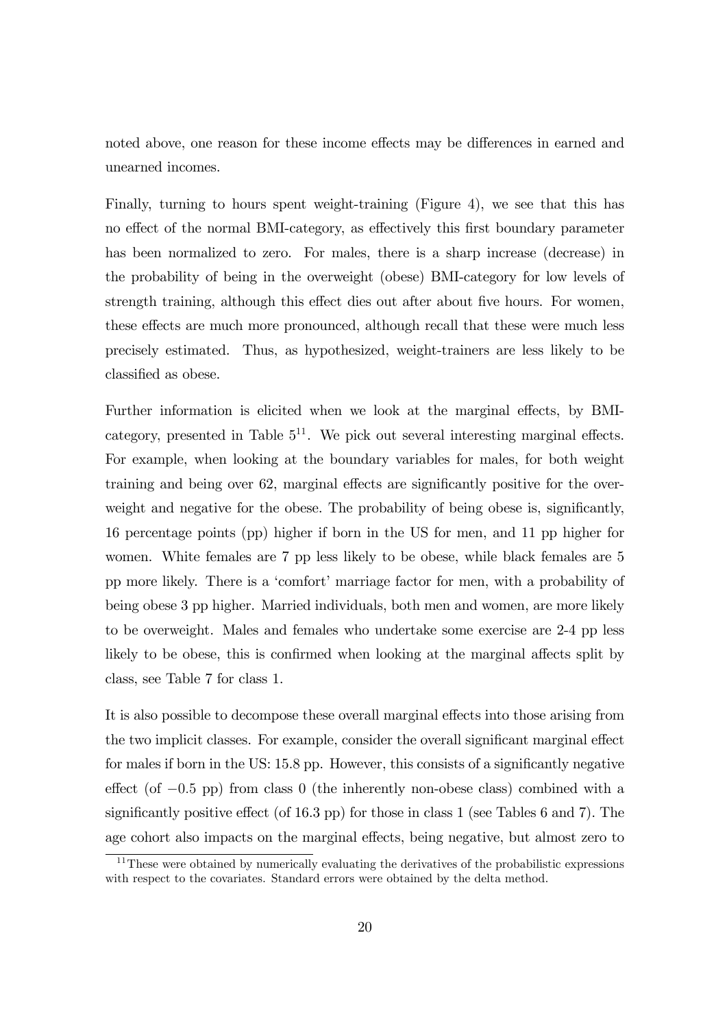noted above, one reason for these income effects may be differences in earned and unearned incomes.

Finally, turning to hours spent weight-training (Figure 4), we see that this has no effect of the normal BMI-category, as effectively this first boundary parameter has been normalized to zero. For males, there is a sharp increase (decrease) in the probability of being in the overweight (obese) BMI-category for low levels of strength training, although this effect dies out after about five hours. For women, these effects are much more pronounced, although recall that these were much less precisely estimated. Thus, as hypothesized, weight-trainers are less likely to be classified as obese.

Further information is elicited when we look at the marginal effects, by BMI-category, presented in Table 5[11]. We pick out several interesting marginal effects. For example, when looking at the boundary variables for males, for both weight training and being over 62, marginal effects are significantly positive for the overweight and negative for the obese. The probability of being obese is, significantly, 16 percentage points (pp) higher if born in the US for men, and 11 pp higher for women. White females are 7 pp less likely to be obese, while black females are 5 pp more likely. There is a 'comfort' marriage factor for men, with a probability of being obese 3 pp higher. Married individuals, both men and women, are more likely to be overweight. Males and females who undertake some exercise are 2-4 pp less likely to be obese, this is confirmed when looking at the marginal affects split by class, see Table 7 for class 1.

It is also possible to decompose these overall marginal effects into those arising from the two implicit classes. For example, consider the overall significant marginal effect for males if born in the US: 15.8 pp. However, this consists of a significantly negative effect (of $-0.5$ pp) from class 0 (the inherently non-obese class) combined with a significantly positive effect (of 16.3 pp) for those in class 1 (see Tables 6 and 7). The age cohort also impacts on the marginal effects, being negative, but almost zero to

[11] These were obtained by numerically evaluating the derivatives of the probabilistic expressions with respect to the covariates. Standard errors were obtained by the delta method.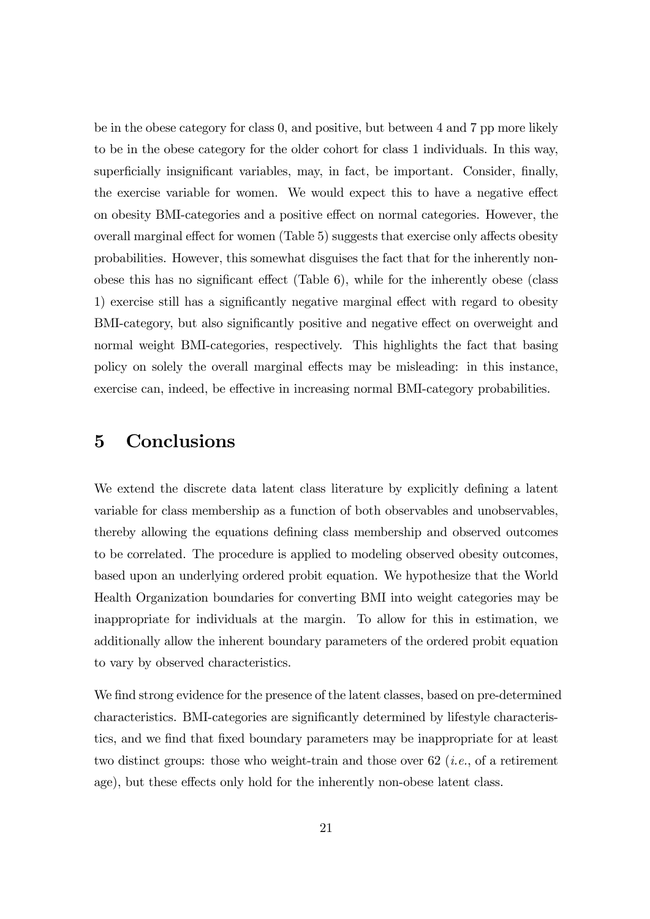be in the obese category for class 0, and positive, but between 4 and 7 pp more likely to be in the obese category for the older cohort for class 1 individuals. In this way, superficially insignificant variables, may, in fact, be important. Consider, finally, the exercise variable for women. We would expect this to have a negative effect on obesity BMI-categories and a positive effect on normal categories. However, the overall marginal effect for women (Table 5) suggests that exercise only affects obesity probabilities. However, this somewhat disguises the fact that for the inherently non-obese this has no significant effect (Table 6), while for the inherently obese (class 1) exercise still has a significantly negative marginal effect with regard to obesity BMI-category, but also significantly positive and negative effect on overweight and normal weight BMI-categories, respectively. This highlights the fact that basing policy on solely the overall marginal effects may be misleading: in this instance, exercise can, indeed, be effective in increasing normal BMI-category probabilities.

# 5 Conclusions

We extend the discrete data latent class literature by explicitly defining a latent variable for class membership as a function of both observables and unobservables, thereby allowing the equations defining class membership and observed outcomes to be correlated. The procedure is applied to modeling observed obesity outcomes, based upon an underlying ordered probit equation. We hypothesize that the World Health Organization boundaries for converting BMI into weight categories may be inappropriate for individuals at the margin. To allow for this in estimation, we additionally allow the inherent boundary parameters of the ordered probit equation to vary by observed characteristics.

We find strong evidence for the presence of the latent classes, based on pre-determined characteristics. BMI-categories are significantly determined by lifestyle characteristics, and we find that fixed boundary parameters may be inappropriate for at least two distinct groups: those who weight-train and those over 62 (*i.e.*, of a retirement age), but these effects only hold for the inherently non-obese latent class.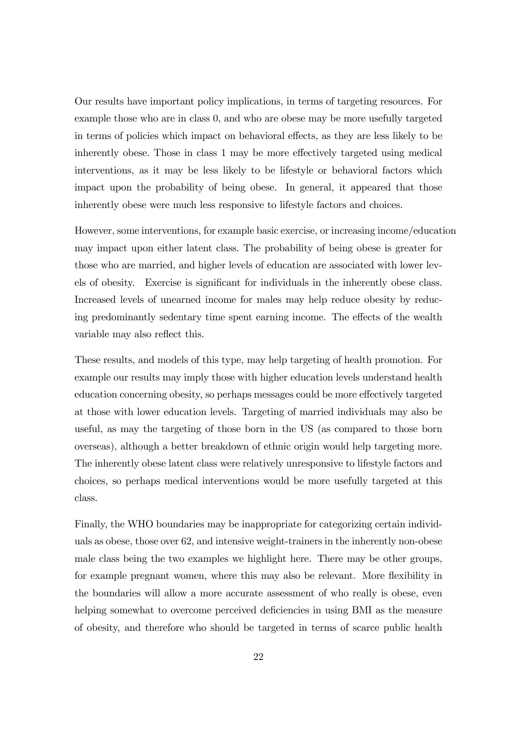Our results have important policy implications, in terms of targeting resources. For example those who are in class 0, and who are obese may be more usefully targeted in terms of policies which impact on behavioral effects, as they are less likely to be inherently obese. Those in class 1 may be more effectively targeted using medical interventions, as it may be less likely to be lifestyle or behavioral factors which impact upon the probability of being obese. In general, it appeared that those inherently obese were much less responsive to lifestyle factors and choices.

However, some interventions, for example basic exercise, or increasing income/education may impact upon either latent class. The probability of being obese is greater for those who are married, and higher levels of education are associated with lower levels of obesity. Exercise is significant for individuals in the inherently obese class. Increased levels of unearned income for males may help reduce obesity by reducing predominantly sedentary time spent earning income. The effects of the wealth variable may also reflect this.

These results, and models of this type, may help targeting of health promotion. For example our results may imply those with higher education levels understand health education concerning obesity, so perhaps messages could be more effectively targeted at those with lower education levels. Targeting of married individuals may also be useful, as may the targeting of those born in the US (as compared to those born overseas), although a better breakdown of ethnic origin would help targeting more. The inherently obese latent class were relatively unresponsive to lifestyle factors and choices, so perhaps medical interventions would be more usefully targeted at this class.

Finally, the WHO boundaries may be inappropriate for categorizing certain individuals as obese, those over 62, and intensive weight-trainers in the inherently non-obese male class being the two examples we highlight here. There may be other groups, for example pregnant women, where this may also be relevant. More flexibility in the boundaries will allow a more accurate assessment of who really is obese, even helping somewhat to overcome perceived deficiencies in using BMI as the measure of obesity, and therefore who should be targeted in terms of scarce public health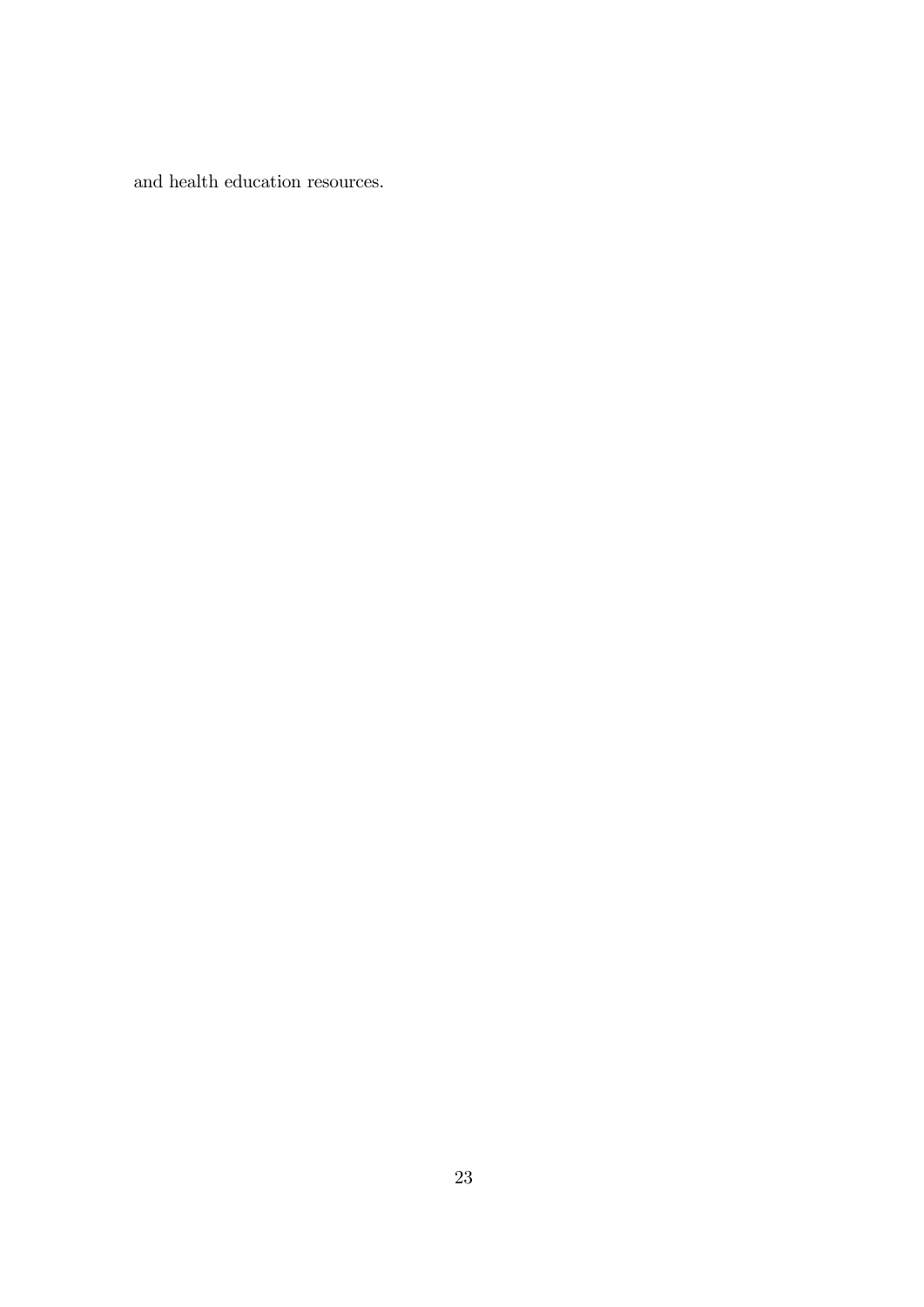and health education resources.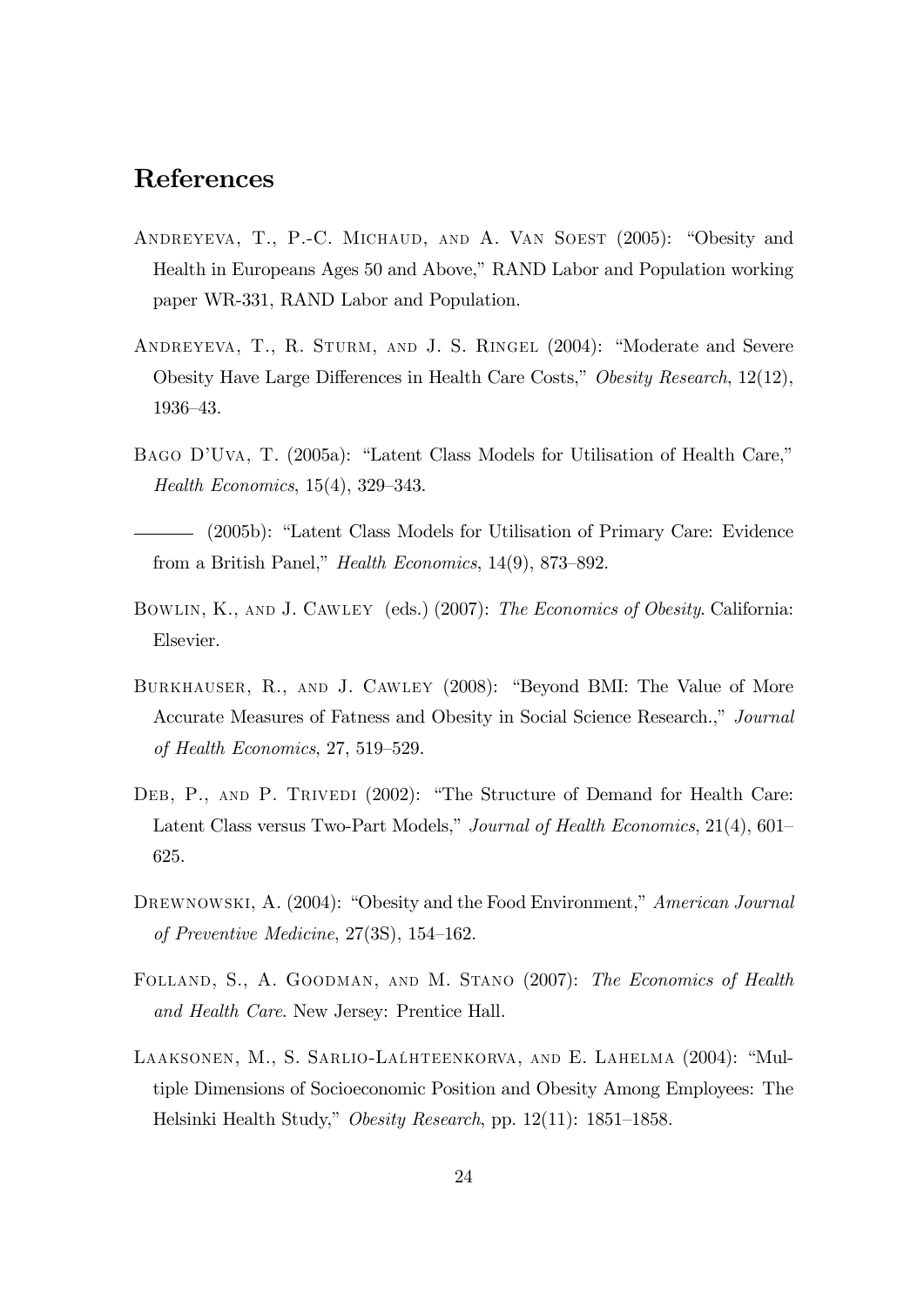# References

Andreyeva, T., P.-C. Michaud, and A. Van Soest (2005): "Obesity and Health in Europeans Ages 50 and Above," RAND Labor and Population working paper WR-331, RAND Labor and Population.

Andreyeva, T., R. Sturm, and J. S. Ringel (2004): "Moderate and Severe Obesity Have Large Differences in Health Care Costs," *Obesity Research*, 12(12), 1936–43.

Bago D'Uva, T. (2005a): "Latent Class Models for Utilisation of Health Care," *Health Economics*, 15(4), 329–343.

——— (2005b): "Latent Class Models for Utilisation of Primary Care: Evidence from a British Panel," *Health Economics*, 14(9), 873–892.

Bowlin, K., and J. Cawley (eds.) (2007): *The Economics of Obesity.* California: Elsevier.

Burkhauser, R., and J. Cawley (2008): "Beyond BMI: The Value of More Accurate Measures of Fatness and Obesity in Social Science Research.," *Journal of Health Economics*, 27, 519–529.

Deb, P., and P. Trivedi (2002): "The Structure of Demand for Health Care: Latent Class versus Two-Part Models," *Journal of Health Economics*, 21(4), 601–625.

Drewnowski, A. (2004): "Obesity and the Food Environment," *American Journal of Preventive Medicine*, 27(3S), 154–162.

Folland, S., A. Goodman, and M. Stano (2007): *The Economics of Health and Health Care.* New Jersey: Prentice Hall.

Laaksonen, M., S. Sarlio-Laĺhteenkorva, and E. Lahelma (2004): "Multiple Dimensions of Socioeconomic Position and Obesity Among Employees: The Helsinki Health Study," *Obesity Research*, pp. 12(11): 1851–1858.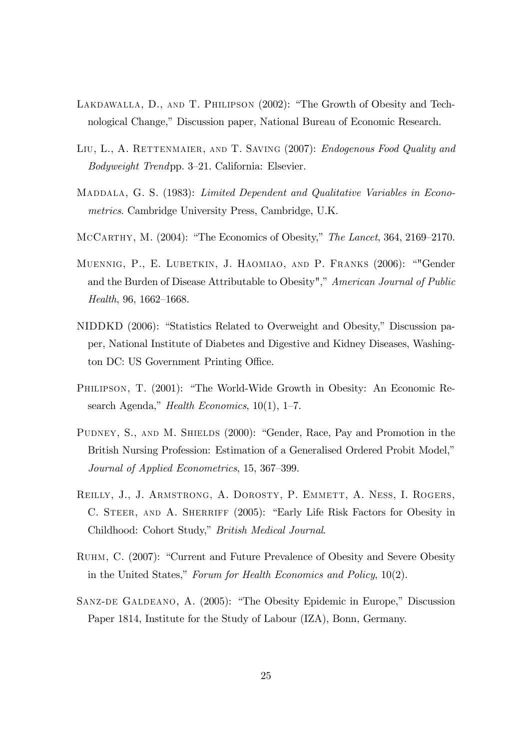Lakdawalla, D., and T. Philipson (2002): "The Growth of Obesity and Technological Change," Discussion paper, National Bureau of Economic Research.

Liu, L., A. Rettenmaier, and T. Saving (2007): *Endogenous Food Quality and Bodyweight Trend*pp. 3–21. California: Elsevier.

Maddala, G. S. (1983): *Limited Dependent and Qualitative Variables in Econometrics*. Cambridge University Press, Cambridge, U.K.

McCarthy, M. (2004): "The Economics of Obesity," *The Lancet*, 364, 2169–2170.

Muennig, P., E. Lubetkin, J. Haomiao, and P. Franks (2006): ""Gender and the Burden of Disease Attributable to Obesity"," *American Journal of Public Health*, 96, 1662–1668.

NIDDKD (2006): "Statistics Related to Overweight and Obesity," Discussion paper, National Institute of Diabetes and Digestive and Kidney Diseases, Washington DC: US Government Printing Office.

Philipson, T. (2001): "The World-Wide Growth in Obesity: An Economic Research Agenda," *Health Economics*, 10(1), 1–7.

Pudney, S., and M. Shields (2000): "Gender, Race, Pay and Promotion in the British Nursing Profession: Estimation of a Generalised Ordered Probit Model," *Journal of Applied Econometrics*, 15, 367–399.

Reilly, J., J. Armstrong, A. Dorosty, P. Emmett, A. Ness, I. Rogers, C. Steer, and A. Sherriff (2005): "Early Life Risk Factors for Obesity in Childhood: Cohort Study," *British Medical Journal*.

Ruhm, C. (2007): "Current and Future Prevalence of Obesity and Severe Obesity in the United States," *Forum for Health Economics and Policy*, 10(2).

Sanz-de Galdeano, A. (2005): "The Obesity Epidemic in Europe," Discussion Paper 1814, Institute for the Study of Labour (IZA), Bonn, Germany.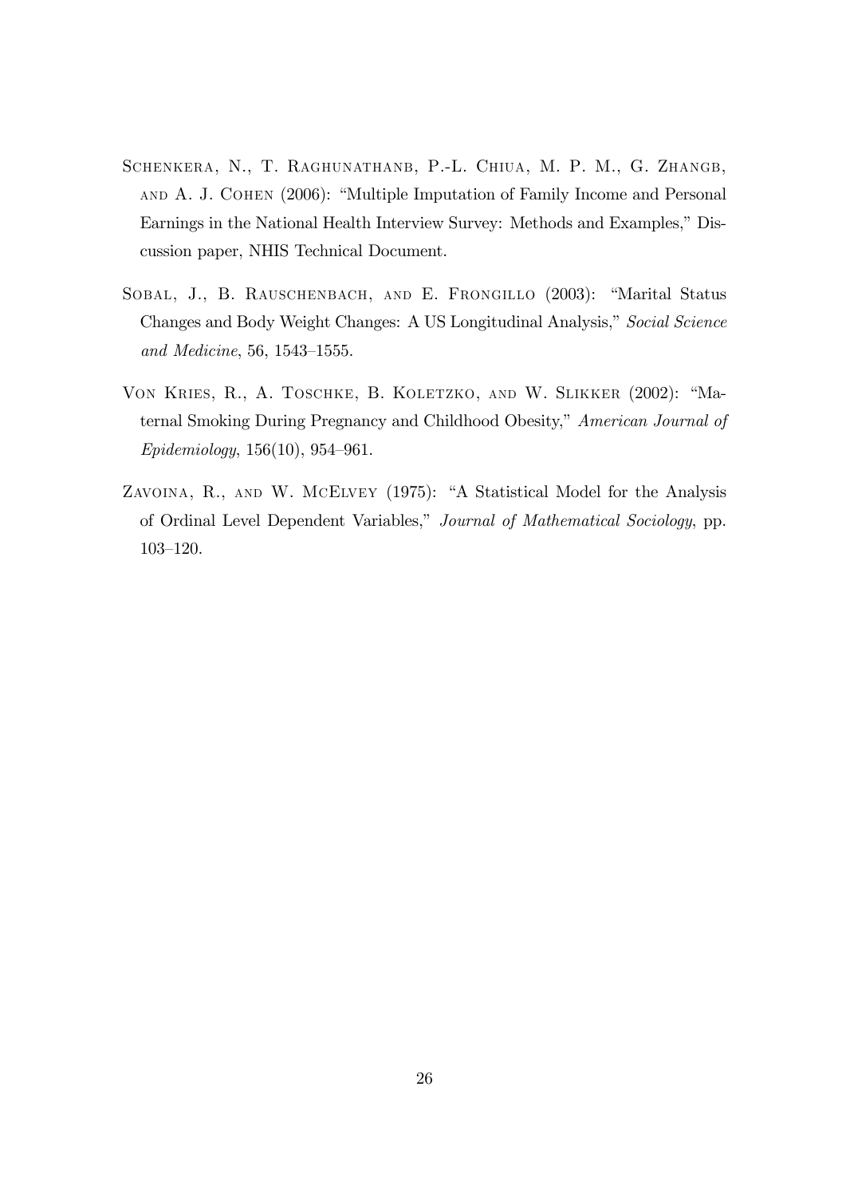Schenkera, N., T. Raghunathanb, P.-L. Chiua, M. P. M., G. Zhangb, and A. J. Cohen (2006): "Multiple Imputation of Family Income and Personal Earnings in the National Health Interview Survey: Methods and Examples," Discussion paper, NHIS Technical Document.

Sobal, J., B. Rauschenbach, and E. Frongillo (2003): "Marital Status Changes and Body Weight Changes: A US Longitudinal Analysis," *Social Science and Medicine*, 56, 1543–1555.

Von Kries, R., A. Toschke, B. Koletzko, and W. Slikker (2002): "Maternal Smoking During Pregnancy and Childhood Obesity," *American Journal of Epidemiology*, 156(10), 954–961.

Zavoina, R., and W. McElvey (1975): "A Statistical Model for the Analysis of Ordinal Level Dependent Variables," *Journal of Mathematical Sociology*, pp. 103–120.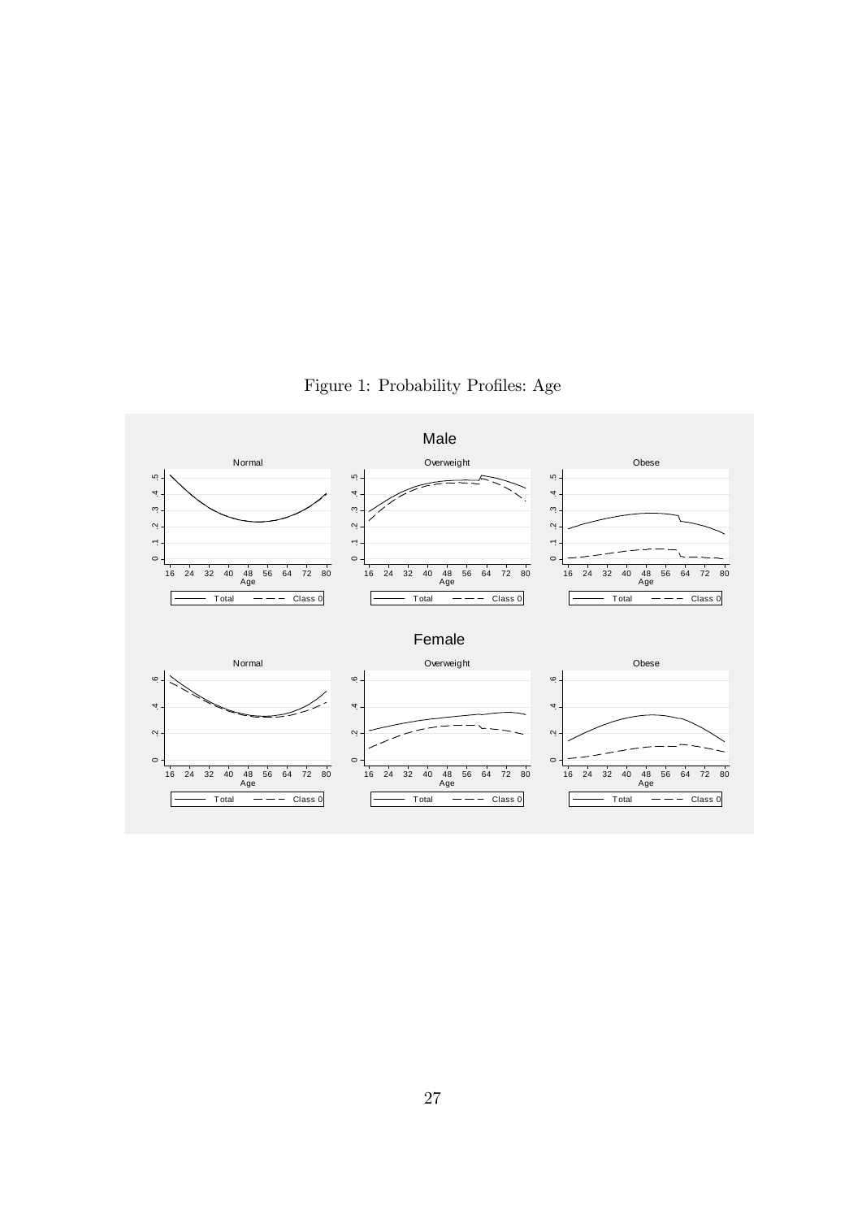Figure 1: Probability Profiles: Age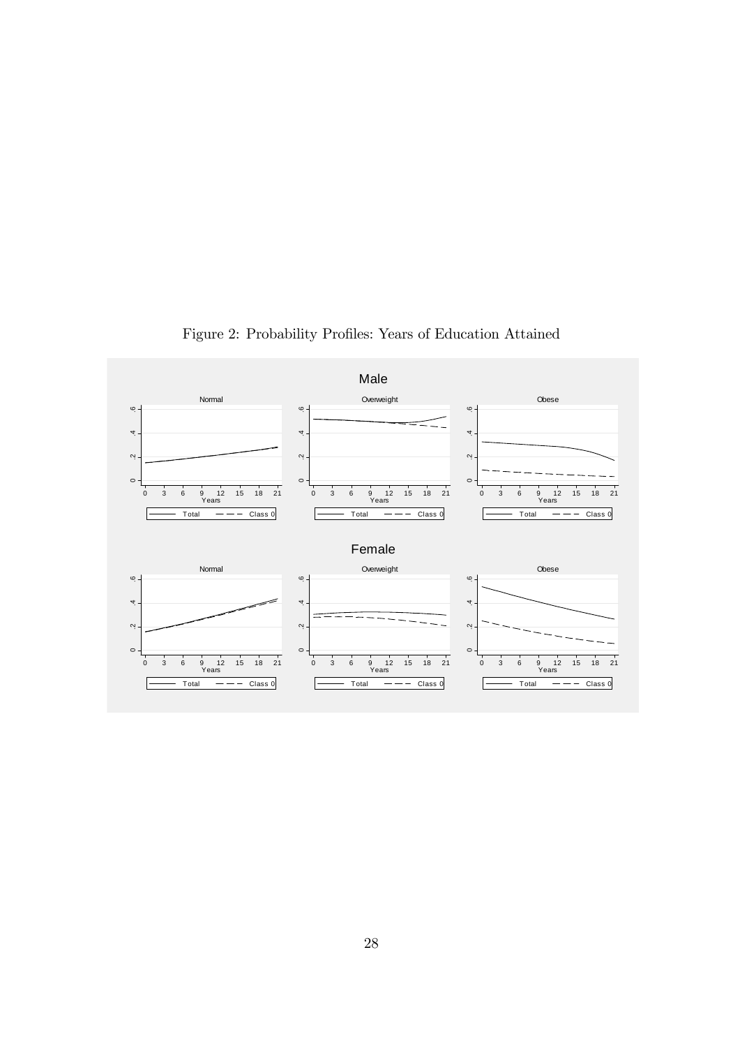Figure 2: Probability Profiles: Years of Education Attained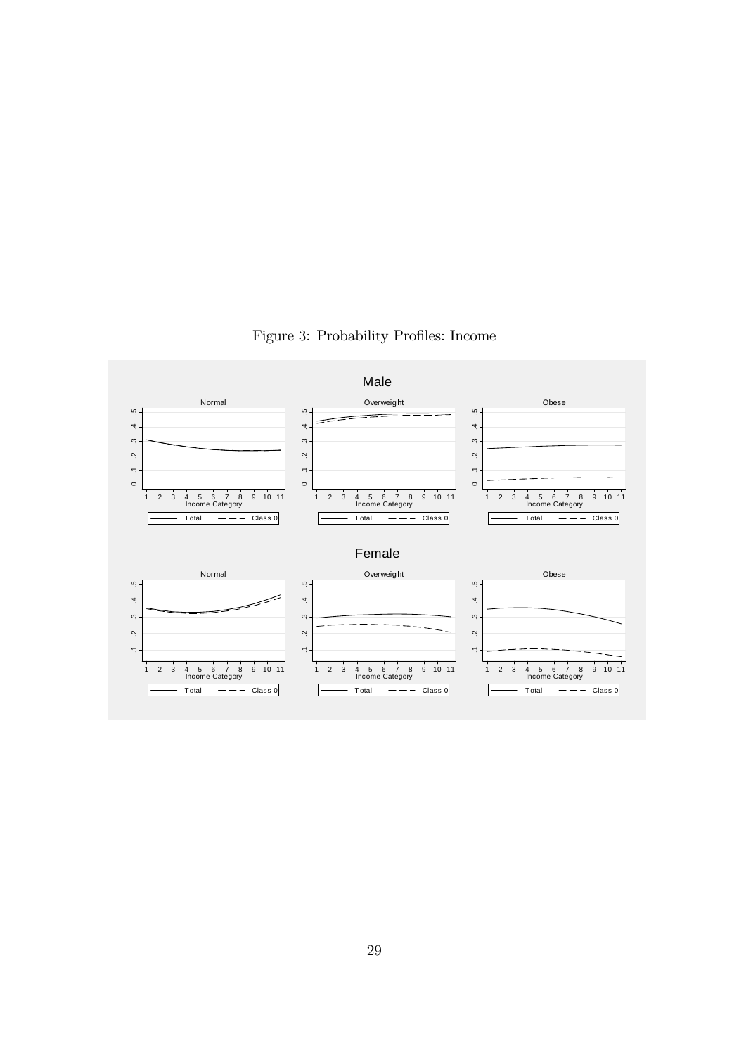Figure 3: Probability Profiles: Income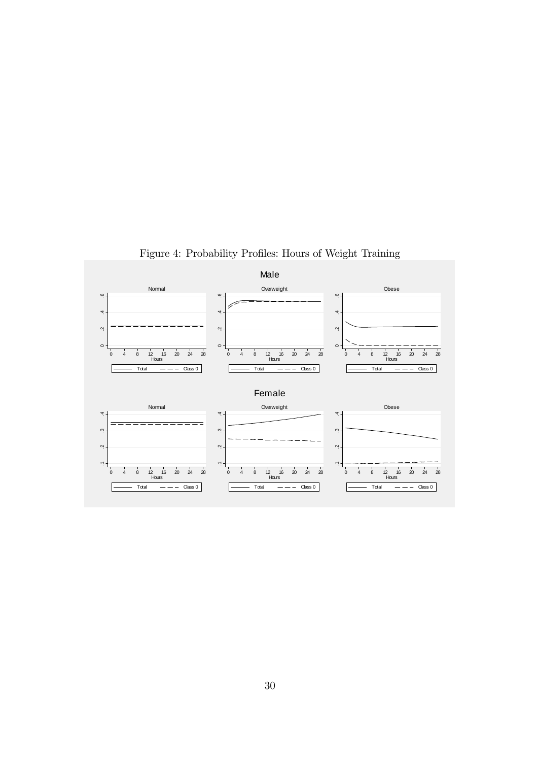Figure 4: Probability Profiles: Hours of Weight Training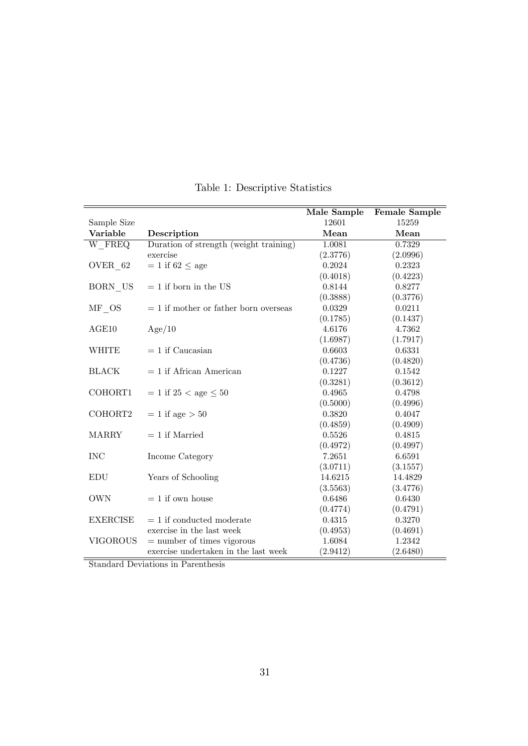Table 1: Descriptive Statistics

| | | **Male Sample** | **Female Sample** |
|---|---|---|---|
| Sample Size | | 12601 | 15259 |
| **Variable** | **Description** | **Mean** | **Mean** |
| W_FREQ | Duration of strength (weight training) exercise | 1.0081 | 0.7329 |
| | | (2.3776) | (2.0996) |
| OVER_62 | = 1 if $62 \leq$ age | 0.2024 | 0.2323 |
| | | (0.4018) | (0.4223) |
| BORN_US | = 1 if born in the US | 0.8144 | 0.8277 |
| | | (0.3888) | (0.3776) |
| MF_OS | = 1 if mother or father born overseas | 0.0329 | 0.0211 |
| | | (0.1785) | (0.1437) |
| AGE10 | Age/10 | 4.6176 | 4.7362 |
| | | (1.6987) | (1.7917) |
| WHITE | = 1 if Caucasian | 0.6603 | 0.6331 |
| | | (0.4736) | (0.4820) |
| BLACK | = 1 if African American | 0.1227 | 0.1542 |
| | | (0.3281) | (0.3612) |
| COHORT1 | = 1 if $25 <$ age $\leq 50$ | 0.4965 | 0.4798 |
| | | (0.5000) | (0.4996) |
| COHORT2 | = 1 if age $> 50$ | 0.3820 | 0.4047 |
| | | (0.4859) | (0.4909) |
| MARRY | = 1 if Married | 0.5526 | 0.4815 |
| | | (0.4972) | (0.4997) |
| INC | Income Category | 7.2651 | 6.6591 |
| | | (3.0711) | (3.1557) |
| EDU | Years of Schooling | 14.6215 | 14.4829 |
| | | (3.5563) | (3.4776) |
| OWN | = 1 if own house | 0.6486 | 0.6430 |
| | | (0.4774) | (0.4791) |
| EXERCISE | = 1 if conducted moderate exercise in the last week | 0.4315 | 0.3270 |
| | | (0.4953) | (0.4691) |
| VIGOROUS | = number of times vigorous exercise undertaken in the last week | 1.6084 | 1.2342 |
| | | (2.9412) | (2.6480) |

Standard Deviations in Parenthesis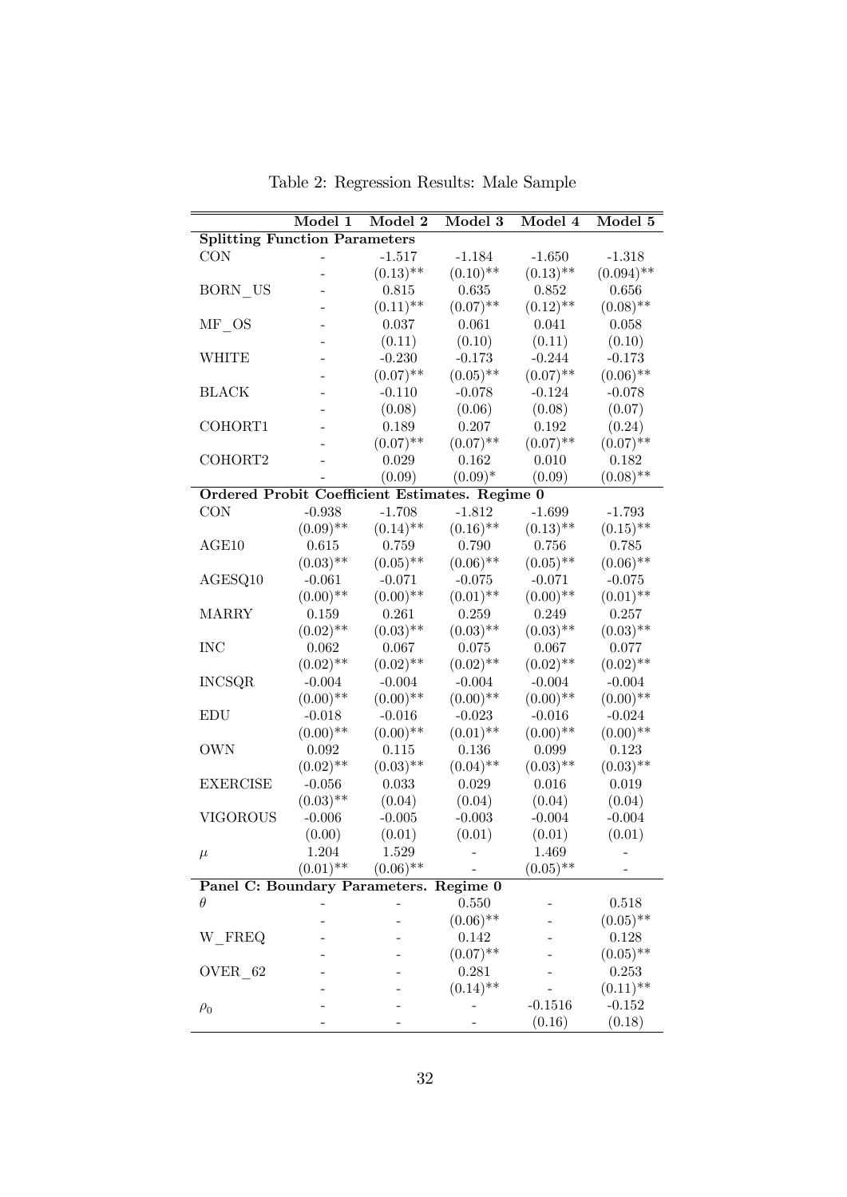Table 2: Regression Results: Male Sample

| | Model 1 | Model 2 | Model 3 | Model 4 | Model 5 |
|---|---|---|---|---|---|
| **Splitting Function Parameters** | | | | | |
| CON | - | -1.517 | -1.184 | -1.650 | -1.318 |
| | - | (0.13)** | (0.10)** | (0.13)** | (0.094)** |
| BORN_US | - | 0.815 | 0.635 | 0.852 | 0.656 |
| | - | (0.11)** | (0.07)** | (0.12)** | (0.08)** |
| MF_OS | - | 0.037 | 0.061 | 0.041 | 0.058 |
| | - | (0.11) | (0.10) | (0.11) | (0.10) |
| WHITE | - | -0.230 | -0.173 | -0.244 | -0.173 |
| | - | (0.07)** | (0.05)** | (0.07)** | (0.06)** |
| BLACK | - | -0.110 | -0.078 | -0.124 | -0.078 |
| | - | (0.08) | (0.06) | (0.08) | (0.07) |
| COHORT1 | - | 0.189 | 0.207 | 0.192 | (0.24) |
| | - | (0.07)** | (0.07)** | (0.07)** | (0.07)** |
| COHORT2 | - | 0.029 | 0.162 | 0.010 | 0.182 |
| | - | (0.09) | (0.09)* | (0.09) | (0.08)** |
| **Ordered Probit Coefficient Estimates. Regime 0** | | | | | |
| CON | -0.938 | -1.708 | -1.812 | -1.699 | -1.793 |
| | (0.09)** | (0.14)** | (0.16)** | (0.13)** | (0.15)** |
| AGE10 | 0.615 | 0.759 | 0.790 | 0.756 | 0.785 |
| | (0.03)** | (0.05)** | (0.06)** | (0.05)** | (0.06)** |
| AGESQ10 | -0.061 | -0.071 | -0.075 | -0.071 | -0.075 |
| | (0.00)** | (0.00)** | (0.01)** | (0.00)** | (0.01)** |
| MARRY | 0.159 | 0.261 | 0.259 | 0.249 | 0.257 |
| | (0.02)** | (0.03)** | (0.03)** | (0.03)** | (0.03)** |
| INC | 0.062 | 0.067 | 0.075 | 0.067 | 0.077 |
| | (0.02)** | (0.02)** | (0.02)** | (0.02)** | (0.02)** |
| INCSQR | -0.004 | -0.004 | -0.004 | -0.004 | -0.004 |
| | (0.00)** | (0.00)** | (0.00)** | (0.00)** | (0.00)** |
| EDU | -0.018 | -0.016 | -0.023 | -0.016 | -0.024 |
| | (0.00)** | (0.00)** | (0.01)** | (0.00)** | (0.00)** |
| OWN | 0.092 | 0.115 | 0.136 | 0.099 | 0.123 |
| | (0.02)** | (0.03)** | (0.04)** | (0.03)** | (0.03)** |
| EXERCISE | -0.056 | 0.033 | 0.029 | 0.016 | 0.019 |
| | (0.03)** | (0.04) | (0.04) | (0.04) | (0.04) |
| VIGOROUS | -0.006 | -0.005 | -0.003 | -0.004 | -0.004 |
| | (0.00) | (0.01) | (0.01) | (0.01) | (0.01) |
| $\mu$ | 1.204 | 1.529 | - | 1.469 | - |
| | (0.01)** | (0.06)** | - | (0.05)** | - |
| **Panel C: Boundary Parameters. Regime 0** | | | | | |
| $\theta$ | - | - | 0.550 | - | 0.518 |
| | - | - | (0.06)** | - | (0.05)** |
| W_FREQ | - | - | 0.142 | - | 0.128 |
| | - | - | (0.07)** | - | (0.05)** |
| OVER_62 | - | - | 0.281 | - | 0.253 |
| | - | - | (0.14)** | - | (0.11)** |
| $\rho_0$ | - | - | - | -0.1516 | -0.152 |
| | - | - | - | (0.16) | (0.18) |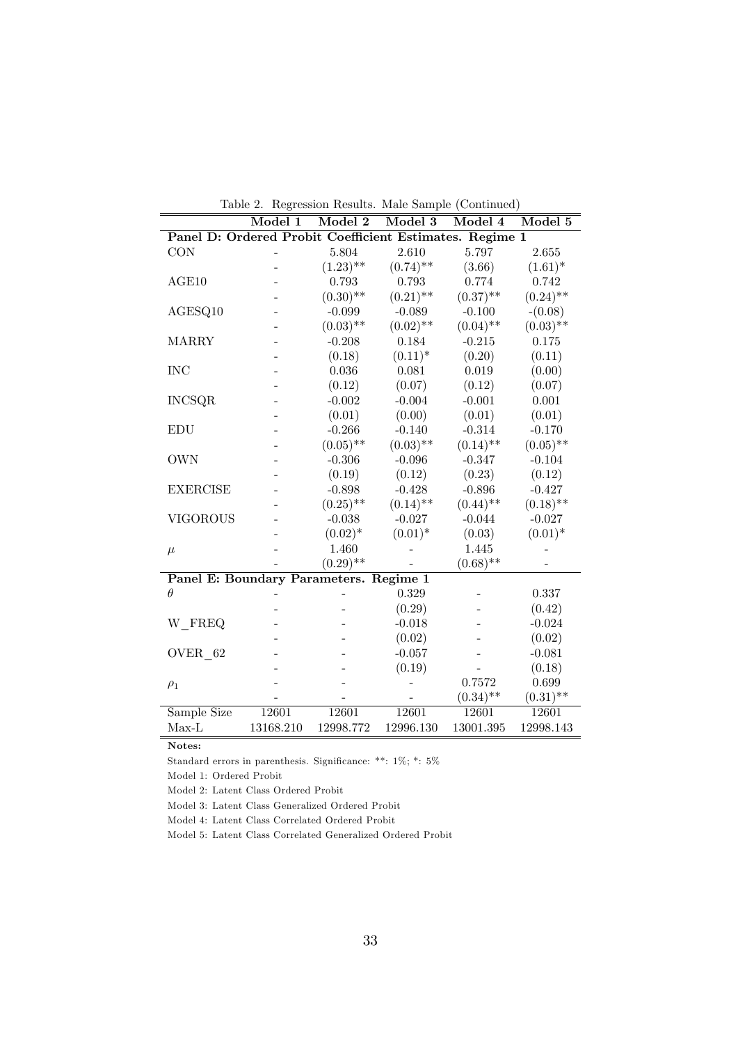Table 2. Regression Results. Male Sample (Continued)

| | Model 1 | Model 2 | Model 3 | Model 4 | Model 5 |
|---|---|---|---|---|---|
| **Panel D: Ordered Probit Coefficient Estimates. Regime 1** | | | | | |
| CON | - | 5.804 | 2.610 | 5.797 | 2.655 |
| | - | (1.23)** | (0.74)** | (3.66) | (1.61)* |
| AGE10 | - | 0.793 | 0.793 | 0.774 | 0.742 |
| | - | (0.30)** | (0.21)** | (0.37)** | (0.24)** |
| AGESQ10 | - | -0.099 | -0.089 | -0.100 | -(0.08) |
| | - | (0.03)** | (0.02)** | (0.04)** | (0.03)** |
| MARRY | - | -0.208 | 0.184 | -0.215 | 0.175 |
| | - | (0.18) | (0.11)* | (0.20) | (0.11) |
| INC | - | 0.036 | 0.081 | 0.019 | (0.00) |
| | - | (0.12) | (0.07) | (0.12) | (0.07) |
| INCSQR | - | -0.002 | -0.004 | -0.001 | 0.001 |
| | - | (0.01) | (0.00) | (0.01) | (0.01) |
| EDU | - | -0.266 | -0.140 | -0.314 | -0.170 |
| | - | (0.05)** | (0.03)** | (0.14)** | (0.05)** |
| OWN | - | -0.306 | -0.096 | -0.347 | -0.104 |
| | - | (0.19) | (0.12) | (0.23) | (0.12) |
| EXERCISE | - | -0.898 | -0.428 | -0.896 | -0.427 |
| | - | (0.25)** | (0.14)** | (0.44)** | (0.18)** |
| VIGOROUS | - | -0.038 | -0.027 | -0.044 | -0.027 |
| | - | (0.02)* | (0.01)* | (0.03) | (0.01)* |
| $\mu$ | - | 1.460 | - | 1.445 | - |
| | - | (0.29)** | - | (0.68)** | - |
| **Panel E: Boundary Parameters. Regime 1** | | | | | |
| $\theta$ | - | - | 0.329 | - | 0.337 |
| | - | - | (0.29) | - | (0.42) |
| W_FREQ | - | - | -0.018 | - | -0.024 |
| | - | - | (0.02) | - | (0.02) |
| OVER_62 | - | - | -0.057 | - | -0.081 |
| | - | - | (0.19) | - | (0.18) |
| $\rho_1$ | - | - | - | 0.7572 | 0.699 |
| | - | - | - | (0.34)** | (0.31)** |
| Sample Size | 12601 | 12601 | 12601 | 12601 | 12601 |
| Max-L | 13168.210 | 12998.772 | 12996.130 | 13001.395 | 12998.143 |

**Notes:**

Standard errors in parenthesis. Significance: **: 1%; *: 5%

Model 1: Ordered Probit

Model 2: Latent Class Ordered Probit

Model 3: Latent Class Generalized Ordered Probit

Model 4: Latent Class Correlated Ordered Probit

Model 5: Latent Class Correlated Generalized Ordered Probit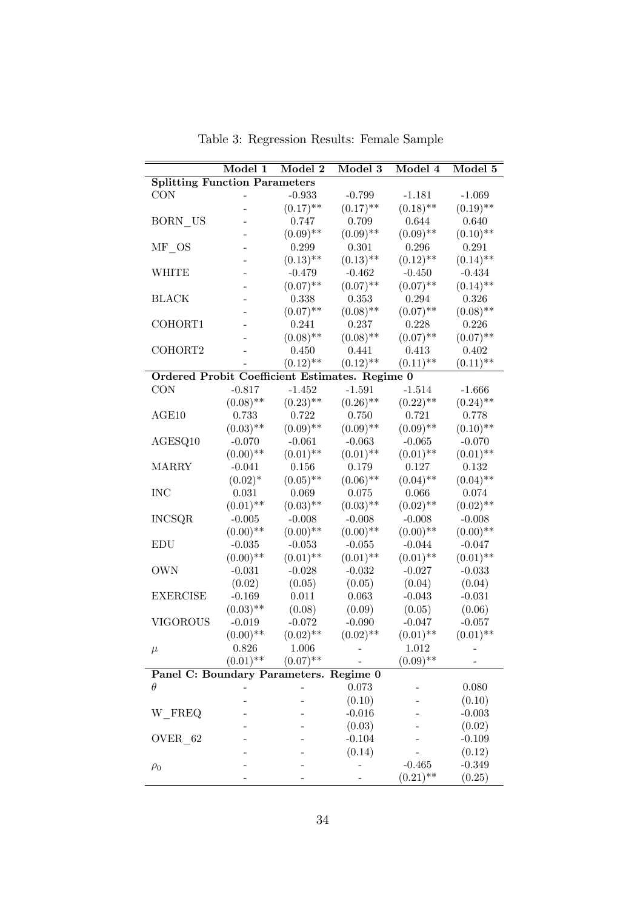Table 3: Regression Results: Female Sample

| | Model 1 | Model 2 | Model 3 | Model 4 | Model 5 |
|---|---|---|---|---|---|
| **Splitting Function Parameters** | | | | | |
| CON | - | -0.933 | -0.799 | -1.181 | -1.069 |
| | - | (0.17)** | (0.17)** | (0.18)** | (0.19)** |
| BORN_US | - | 0.747 | 0.709 | 0.644 | 0.640 |
| | - | (0.09)** | (0.09)** | (0.09)** | (0.10)** |
| MF_OS | - | 0.299 | 0.301 | 0.296 | 0.291 |
| | - | (0.13)** | (0.13)** | (0.12)** | (0.14)** |
| WHITE | - | -0.479 | -0.462 | -0.450 | -0.434 |
| | - | (0.07)** | (0.07)** | (0.07)** | (0.14)** |
| BLACK | - | 0.338 | 0.353 | 0.294 | 0.326 |
| | - | (0.07)** | (0.08)** | (0.07)** | (0.08)** |
| COHORT1 | - | 0.241 | 0.237 | 0.228 | 0.226 |
| | - | (0.08)** | (0.08)** | (0.07)** | (0.07)** |
| COHORT2 | - | 0.450 | 0.441 | 0.413 | 0.402 |
| | - | (0.12)** | (0.12)** | (0.11)** | (0.11)** |
| **Ordered Probit Coefficient Estimates. Regime 0** | | | | | |
| CON | -0.817 | -1.452 | -1.591 | -1.514 | -1.666 |
| | (0.08)** | (0.23)** | (0.26)** | (0.22)** | (0.24)** |
| AGE10 | 0.733 | 0.722 | 0.750 | 0.721 | 0.778 |
| | (0.03)** | (0.09)** | (0.09)** | (0.09)** | (0.10)** |
| AGESQ10 | -0.070 | -0.061 | -0.063 | -0.065 | -0.070 |
| | (0.00)** | (0.01)** | (0.01)** | (0.01)** | (0.01)** |
| MARRY | -0.041 | 0.156 | 0.179 | 0.127 | 0.132 |
| | (0.02)* | (0.05)** | (0.06)** | (0.04)** | (0.04)** |
| INC | 0.031 | 0.069 | 0.075 | 0.066 | 0.074 |
| | (0.01)** | (0.03)** | (0.03)** | (0.02)** | (0.02)** |
| INCSQR | -0.005 | -0.008 | -0.008 | -0.008 | -0.008 |
| | (0.00)** | (0.00)** | (0.00)** | (0.00)** | (0.00)** |
| EDU | -0.035 | -0.053 | -0.055 | -0.044 | -0.047 |
| | (0.00)** | (0.01)** | (0.01)** | (0.01)** | (0.01)** |
| OWN | -0.031 | -0.028 | -0.032 | -0.027 | -0.033 |
| | (0.02) | (0.05) | (0.05) | (0.04) | (0.04) |
| EXERCISE | -0.169 | 0.011 | 0.063 | -0.043 | -0.031 |
| | (0.03)** | (0.08) | (0.09) | (0.05) | (0.06) |
| VIGOROUS | -0.019 | -0.072 | -0.090 | -0.047 | -0.057 |
| | (0.00)** | (0.02)** | (0.02)** | (0.01)** | (0.01)** |
| $\mu$ | 0.826 | 1.006 | - | 1.012 | - |
| | (0.01)** | (0.07)** | - | (0.09)** | - |
| **Panel C: Boundary Parameters. Regime 0** | | | | | |
| $\theta$ | - | - | 0.073 | - | 0.080 |
| | - | - | (0.10) | - | (0.10) |
| W_FREQ | - | - | -0.016 | - | -0.003 |
| | - | - | (0.03) | - | (0.02) |
| OVER_62 | - | - | -0.104 | - | -0.109 |
| | - | - | (0.14) | - | (0.12) |
| $\rho_0$ | - | - | - | -0.465 | -0.349 |
| | - | - | - | (0.21)** | (0.25) |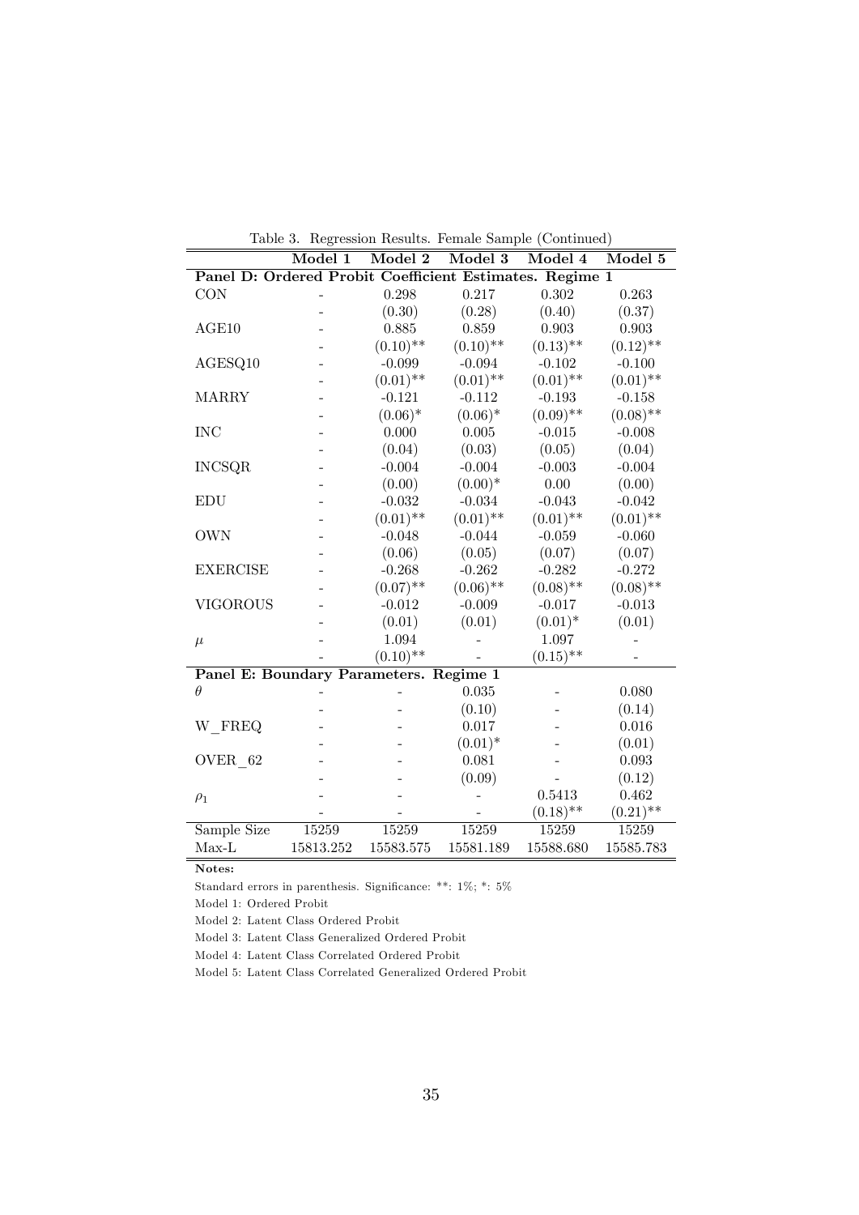Table 3. Regression Results. Female Sample (Continued)

| | Model 1 | Model 2 | Model 3 | Model 4 | Model 5 |
|---|---|---|---|---|---|
| **Panel D: Ordered Probit Coefficient Estimates. Regime 1** | | | | | |
| CON | - | 0.298 | 0.217 | 0.302 | 0.263 |
| | - | (0.30) | (0.28) | (0.40) | (0.37) |
| AGE10 | - | 0.885 | 0.859 | 0.903 | 0.903 |
| | - | (0.10)** | (0.10)** | (0.13)** | (0.12)** |
| AGESQ10 | - | -0.099 | -0.094 | -0.102 | -0.100 |
| | - | (0.01)** | (0.01)** | (0.01)** | (0.01)** |
| MARRY | - | -0.121 | -0.112 | -0.193 | -0.158 |
| | - | (0.06)* | (0.06)* | (0.09)** | (0.08)** |
| INC | - | 0.000 | 0.005 | -0.015 | -0.008 |
| | - | (0.04) | (0.03) | (0.05) | (0.04) |
| INCSQR | - | -0.004 | -0.004 | -0.003 | -0.004 |
| | - | (0.00) | (0.00)* | 0.00 | (0.00) |
| EDU | - | -0.032 | -0.034 | -0.043 | -0.042 |
| | - | (0.01)** | (0.01)** | (0.01)** | (0.01)** |
| OWN | - | -0.048 | -0.044 | -0.059 | -0.060 |
| | - | (0.06) | (0.05) | (0.07) | (0.07) |
| EXERCISE | - | -0.268 | -0.262 | -0.282 | -0.272 |
| | - | (0.07)** | (0.06)** | (0.08)** | (0.08)** |
| VIGOROUS | - | -0.012 | -0.009 | -0.017 | -0.013 |
| | - | (0.01) | (0.01) | (0.01)* | (0.01) |
| $\mu$ | - | 1.094 | - | 1.097 | - |
| | - | (0.10)** | - | (0.15)** | - |
| **Panel E: Boundary Parameters. Regime 1** | | | | | |
| $\theta$ | - | - | 0.035 | - | 0.080 |
| | - | - | (0.10) | - | (0.14) |
| W_FREQ | - | - | 0.017 | - | 0.016 |
| | - | - | (0.01)* | - | (0.01) |
| OVER_62 | - | - | 0.081 | - | 0.093 |
| | - | - | (0.09) | - | (0.12) |
| $\rho_1$ | - | - | - | 0.5413 | 0.462 |
| | - | - | - | (0.18)** | (0.21)** |
| Sample Size | 15259 | 15259 | 15259 | 15259 | 15259 |
| Max-L | 15813.252 | 15583.575 | 15581.189 | 15588.680 | 15585.783 |

**Notes:**

Standard errors in parenthesis. Significance: **: 1%; *: 5%

Model 1: Ordered Probit

Model 2: Latent Class Ordered Probit

Model 3: Latent Class Generalized Ordered Probit

Model 4: Latent Class Correlated Ordered Probit

Model 5: Latent Class Correlated Generalized Ordered Probit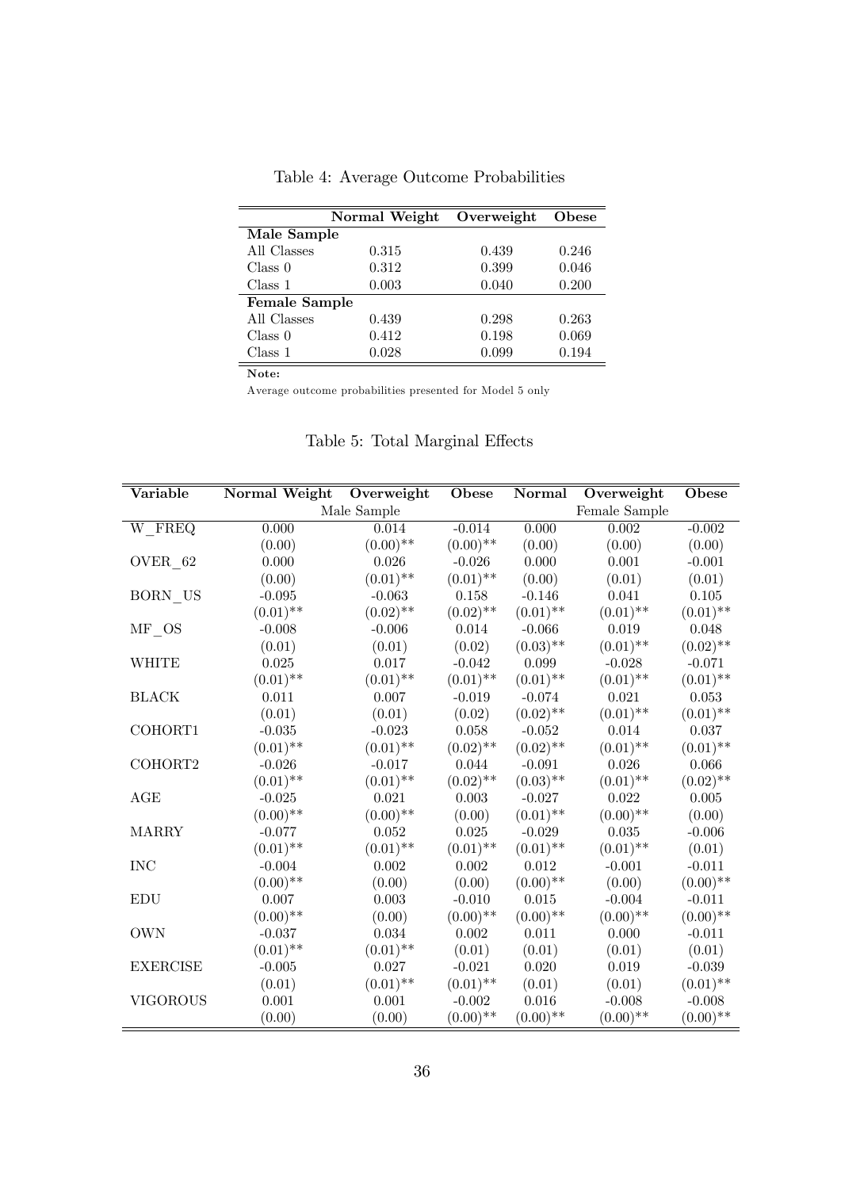Table 4: Average Outcome Probabilities

| | Normal Weight | Overweight | Obese |
|---|---|---|---|
| **Male Sample** | | | |
| All Classes | 0.315 | 0.439 | 0.246 |
| Class 0 | 0.312 | 0.399 | 0.046 |
| Class 1 | 0.003 | 0.040 | 0.200 |
| **Female Sample** | | | |
| All Classes | 0.439 | 0.298 | 0.263 |
| Class 0 | 0.412 | 0.198 | 0.069 |
| Class 1 | 0.028 | 0.099 | 0.194 |

**Note:**

Average outcome probabilities presented for Model 5 only

Table 5: Total Marginal Effects

| Variable | Normal Weight | Overweight | Obese | Normal | Overweight | Obese |
|---|---|---|---|---|---|---|
| | Male Sample | | | Female Sample | | |
| W_FREQ | 0.000 | 0.014 | -0.014 | 0.000 | 0.002 | -0.002 |
| | (0.00) | (0.00)** | (0.00)** | (0.00) | (0.00) | (0.00) |
| OVER_62 | 0.000 | 0.026 | -0.026 | 0.000 | 0.001 | -0.001 |
| | (0.00) | (0.01)** | (0.01)** | (0.00) | (0.01) | (0.01) |
| BORN_US | -0.095 | -0.063 | 0.158 | -0.146 | 0.041 | 0.105 |
| | (0.01)** | (0.02)** | (0.02)** | (0.01)** | (0.01)** | (0.01)** |
| MF_OS | -0.008 | -0.006 | 0.014 | -0.066 | 0.019 | 0.048 |
| | (0.01) | (0.01) | (0.02) | (0.03)** | (0.01)** | (0.02)** |
| WHITE | 0.025 | 0.017 | -0.042 | 0.099 | -0.028 | -0.071 |
| | (0.01)** | (0.01)** | (0.01)** | (0.01)** | (0.01)** | (0.01)** |
| BLACK | 0.011 | 0.007 | -0.019 | -0.074 | 0.021 | 0.053 |
| | (0.01) | (0.01) | (0.02) | (0.02)** | (0.01)** | (0.01)** |
| COHORT1 | -0.035 | -0.023 | 0.058 | -0.052 | 0.014 | 0.037 |
| | (0.01)** | (0.01)** | (0.02)** | (0.02)** | (0.01)** | (0.01)** |
| COHORT2 | -0.026 | -0.017 | 0.044 | -0.091 | 0.026 | 0.066 |
| | (0.01)** | (0.01)** | (0.02)** | (0.03)** | (0.01)** | (0.02)** |
| AGE | -0.025 | 0.021 | 0.003 | -0.027 | 0.022 | 0.005 |
| | (0.00)** | (0.00)** | (0.00) | (0.01)** | (0.00)** | (0.00) |
| MARRY | -0.077 | 0.052 | 0.025 | -0.029 | 0.035 | -0.006 |
| | (0.01)** | (0.01)** | (0.01)** | (0.01)** | (0.01)** | (0.01) |
| INC | -0.004 | 0.002 | 0.002 | 0.012 | -0.001 | -0.011 |
| | (0.00)** | (0.00) | (0.00) | (0.00)** | (0.00) | (0.00)** |
| EDU | 0.007 | 0.003 | -0.010 | 0.015 | -0.004 | -0.011 |
| | (0.00)** | (0.00) | (0.00)** | (0.00)** | (0.00)** | (0.00)** |
| OWN | -0.037 | 0.034 | 0.002 | 0.011 | 0.000 | -0.011 |
| | (0.01)** | (0.01)** | (0.01) | (0.01) | (0.01) | (0.01) |
| EXERCISE | -0.005 | 0.027 | -0.021 | 0.020 | 0.019 | -0.039 |
| | (0.01) | (0.01)** | (0.01)** | (0.01) | (0.01) | (0.01)** |
| VIGOROUS | 0.001 | 0.001 | -0.002 | 0.016 | -0.008 | -0.008 |
| | (0.00) | (0.00) | (0.00)** | (0.00)** | (0.00)** | (0.00)** |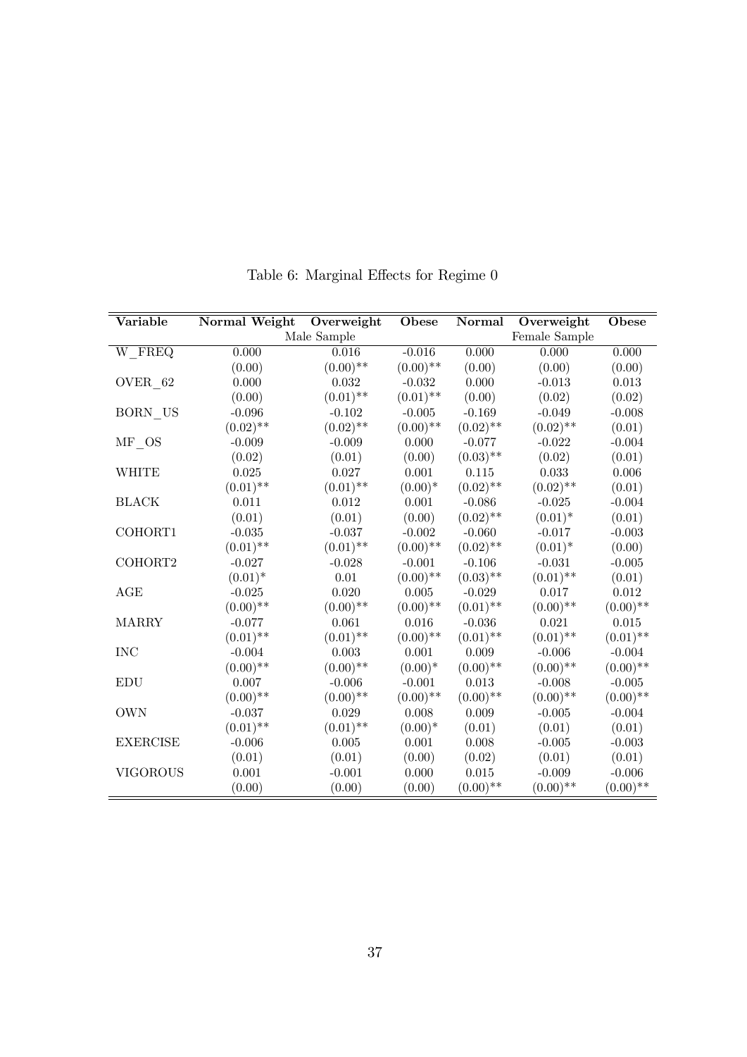Table 6: Marginal Effects for Regime 0

| Variable | Normal Weight | Overweight | Obese | Normal | Overweight | Obese |
|---|---|---|---|---|---|---|
| | | Male Sample | | | Female Sample | |
| W_FREQ | 0.000 | 0.016 | -0.016 | 0.000 | 0.000 | 0.000 |
| | (0.00) | (0.00)** | (0.00)** | (0.00) | (0.00) | (0.00) |
| OVER_62 | 0.000 | 0.032 | -0.032 | 0.000 | -0.013 | 0.013 |
| | (0.00) | (0.01)** | (0.01)** | (0.00) | (0.02) | (0.02) |
| BORN_US | -0.096 | -0.102 | -0.005 | -0.169 | -0.049 | -0.008 |
| | (0.02)** | (0.02)** | (0.00)** | (0.02)** | (0.02)** | (0.01) |
| MF_OS | -0.009 | -0.009 | 0.000 | -0.077 | -0.022 | -0.004 |
| | (0.02) | (0.01) | (0.00) | (0.03)** | (0.02) | (0.01) |
| WHITE | 0.025 | 0.027 | 0.001 | 0.115 | 0.033 | 0.006 |
| | (0.01)** | (0.01)** | (0.00)* | (0.02)** | (0.02)** | (0.01) |
| BLACK | 0.011 | 0.012 | 0.001 | -0.086 | -0.025 | -0.004 |
| | (0.01) | (0.01) | (0.00) | (0.02)** | (0.01)* | (0.01) |
| COHORT1 | -0.035 | -0.037 | -0.002 | -0.060 | -0.017 | -0.003 |
| | (0.01)** | (0.01)** | (0.00)** | (0.02)** | (0.01)* | (0.00) |
| COHORT2 | -0.027 | -0.028 | -0.001 | -0.106 | -0.031 | -0.005 |
| | (0.01)* | 0.01 | (0.00)** | (0.03)** | (0.01)** | (0.01) |
| AGE | -0.025 | 0.020 | 0.005 | -0.029 | 0.017 | 0.012 |
| | (0.00)** | (0.00)** | (0.00)** | (0.01)** | (0.00)** | (0.00)** |
| MARRY | -0.077 | 0.061 | 0.016 | -0.036 | 0.021 | 0.015 |
| | (0.01)** | (0.01)** | (0.00)** | (0.01)** | (0.01)** | (0.01)** |
| INC | -0.004 | 0.003 | 0.001 | 0.009 | -0.006 | -0.004 |
| | (0.00)** | (0.00)** | (0.00)* | (0.00)** | (0.00)** | (0.00)** |
| EDU | 0.007 | -0.006 | -0.001 | 0.013 | -0.008 | -0.005 |
| | (0.00)** | (0.00)** | (0.00)** | (0.00)** | (0.00)** | (0.00)** |
| OWN | -0.037 | 0.029 | 0.008 | 0.009 | -0.005 | -0.004 |
| | (0.01)** | (0.01)** | (0.00)* | (0.01) | (0.01) | (0.01) |
| EXERCISE | -0.006 | 0.005 | 0.001 | 0.008 | -0.005 | -0.003 |
| | (0.01) | (0.01) | (0.00) | (0.02) | (0.01) | (0.01) |
| VIGOROUS | 0.001 | -0.001 | 0.000 | 0.015 | -0.009 | -0.006 |
| | (0.00) | (0.00) | (0.00) | (0.00)** | (0.00)** | (0.00)** |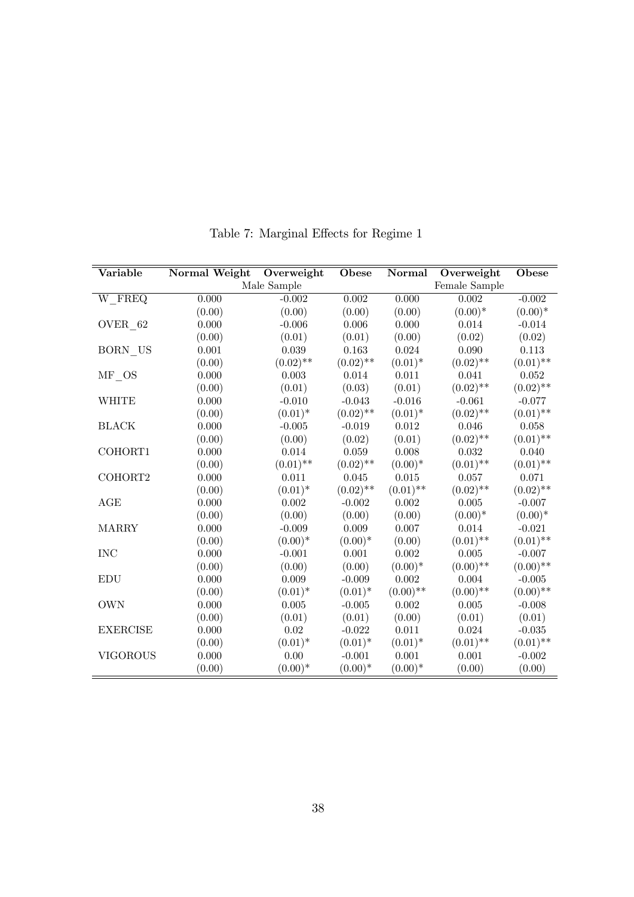Table 7: Marginal Effects for Regime 1

| Variable | Normal Weight | Overweight | Obese | Normal | Overweight | Obese |
|---|---|---|---|---|---|---|
| | | Male Sample | | | Female Sample | |
| W_FREQ | 0.000 | -0.002 | 0.002 | 0.000 | 0.002 | -0.002 |
| | (0.00) | (0.00) | (0.00) | (0.00) | (0.00)* | (0.00)* |
| OVER_62 | 0.000 | -0.006 | 0.006 | 0.000 | 0.014 | -0.014 |
| | (0.00) | (0.01) | (0.01) | (0.00) | (0.02) | (0.02) |
| BORN_US | 0.001 | 0.039 | 0.163 | 0.024 | 0.090 | 0.113 |
| | (0.00) | (0.02)** | (0.02)** | (0.01)* | (0.02)** | (0.01)** |
| MF_OS | 0.000 | 0.003 | 0.014 | 0.011 | 0.041 | 0.052 |
| | (0.00) | (0.01) | (0.03) | (0.01) | (0.02)** | (0.02)** |
| WHITE | 0.000 | -0.010 | -0.043 | -0.016 | -0.061 | -0.077 |
| | (0.00) | (0.01)* | (0.02)** | (0.01)* | (0.02)** | (0.01)** |
| BLACK | 0.000 | -0.005 | -0.019 | 0.012 | 0.046 | 0.058 |
| | (0.00) | (0.00) | (0.02) | (0.01) | (0.02)** | (0.01)** |
| COHORT1 | 0.000 | 0.014 | 0.059 | 0.008 | 0.032 | 0.040 |
| | (0.00) | (0.01)** | (0.02)** | (0.00)* | (0.01)** | (0.01)** |
| COHORT2 | 0.000 | 0.011 | 0.045 | 0.015 | 0.057 | 0.071 |
| | (0.00) | (0.01)* | (0.02)** | (0.01)** | (0.02)** | (0.02)** |
| AGE | 0.000 | 0.002 | -0.002 | 0.002 | 0.005 | -0.007 |
| | (0.00) | (0.00) | (0.00) | (0.00) | (0.00)* | (0.00)* |
| MARRY | 0.000 | -0.009 | 0.009 | 0.007 | 0.014 | -0.021 |
| | (0.00) | (0.00)* | (0.00)* | (0.00) | (0.01)** | (0.01)** |
| INC | 0.000 | -0.001 | 0.001 | 0.002 | 0.005 | -0.007 |
| | (0.00) | (0.00) | (0.00) | (0.00)* | (0.00)** | (0.00)** |
| EDU | 0.000 | 0.009 | -0.009 | 0.002 | 0.004 | -0.005 |
| | (0.00) | (0.01)* | (0.01)* | (0.00)** | (0.00)** | (0.00)** |
| OWN | 0.000 | 0.005 | -0.005 | 0.002 | 0.005 | -0.008 |
| | (0.00) | (0.01) | (0.01) | (0.00) | (0.01) | (0.01) |
| EXERCISE | 0.000 | 0.02 | -0.022 | 0.011 | 0.024 | -0.035 |
| | (0.00) | (0.01)* | (0.01)* | (0.01)* | (0.01)** | (0.01)** |
| VIGOROUS | 0.000 | 0.00 | -0.001 | 0.001 | 0.001 | -0.002 |
| | (0.00) | (0.00)* | (0.00)* | (0.00)* | (0.00) | (0.00) |